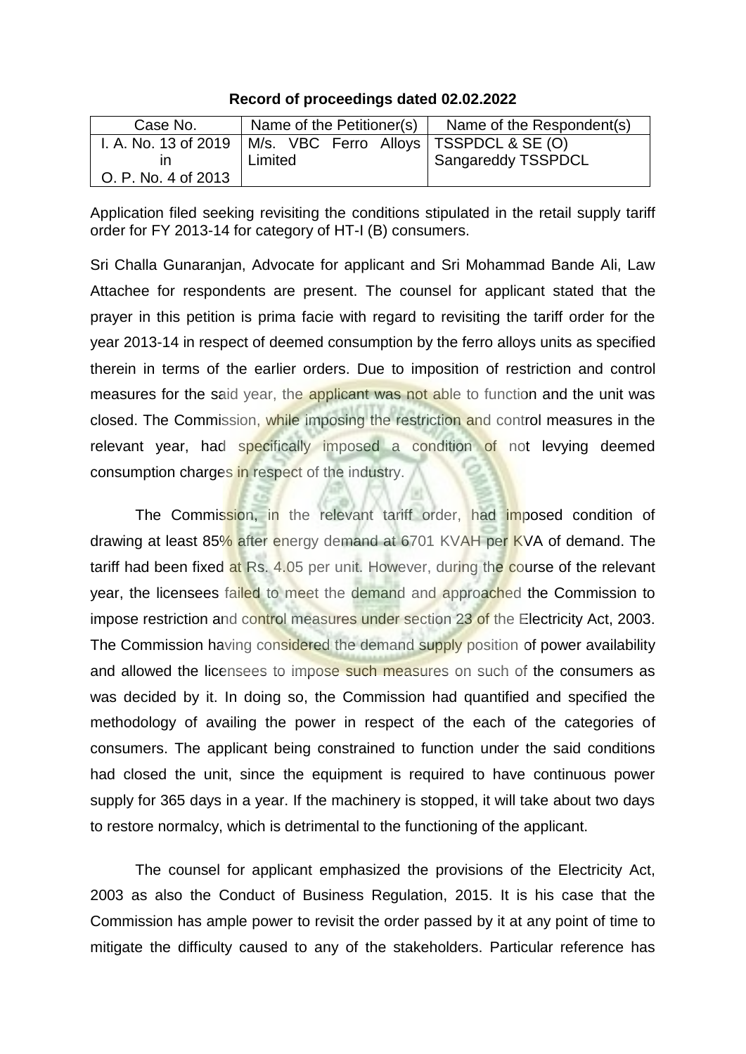**Record of proceedings dated 02.02.2022**

| Case No. | Name of the Petitioner(s) | Name of the Respondent(s) |
|---|---|---|
| I. A. No. 13 of 2019 in O. P. No. 4 of 2013 | M/s. VBC Ferro Alloys Limited | TSSPDCL & SE (O) Sangareddy TSSPDCL |

Application filed seeking revisiting the conditions stipulated in the retail supply tariff order for FY 2013-14 for category of HT-I (B) consumers.

Sri Challa Gunaranjan, Advocate for applicant and Sri Mohammad Bande Ali, Law Attachee for respondents are present. The counsel for applicant stated that the prayer in this petition is prima facie with regard to revisiting the tariff order for the year 2013-14 in respect of deemed consumption by the ferro alloys units as specified therein in terms of the earlier orders. Due to imposition of restriction and control measures for the said year, the applicant was not able to function and the unit was closed. The Commission, while imposing the restriction and control measures in the relevant year, had specifically imposed a condition of not levying deemed consumption charges in respect of the industry.

The Commission, in the relevant tariff order, had imposed condition of drawing at least 85% after energy demand at 6701 KVAH per KVA of demand. The tariff had been fixed at Rs. 4.05 per unit. However, during the course of the relevant year, the licensees failed to meet the demand and approached the Commission to impose restriction and control measures under section 23 of the Electricity Act, 2003. The Commission having considered the demand supply position of power availability and allowed the licensees to impose such measures on such of the consumers as was decided by it. In doing so, the Commission had quantified and specified the methodology of availing the power in respect of the each of the categories of consumers. The applicant being constrained to function under the said conditions had closed the unit, since the equipment is required to have continuous power supply for 365 days in a year. If the machinery is stopped, it will take about two days to restore normalcy, which is detrimental to the functioning of the applicant.

The counsel for applicant emphasized the provisions of the Electricity Act, 2003 as also the Conduct of Business Regulation, 2015. It is his case that the Commission has ample power to revisit the order passed by it at any point of time to mitigate the difficulty caused to any of the stakeholders. Particular reference has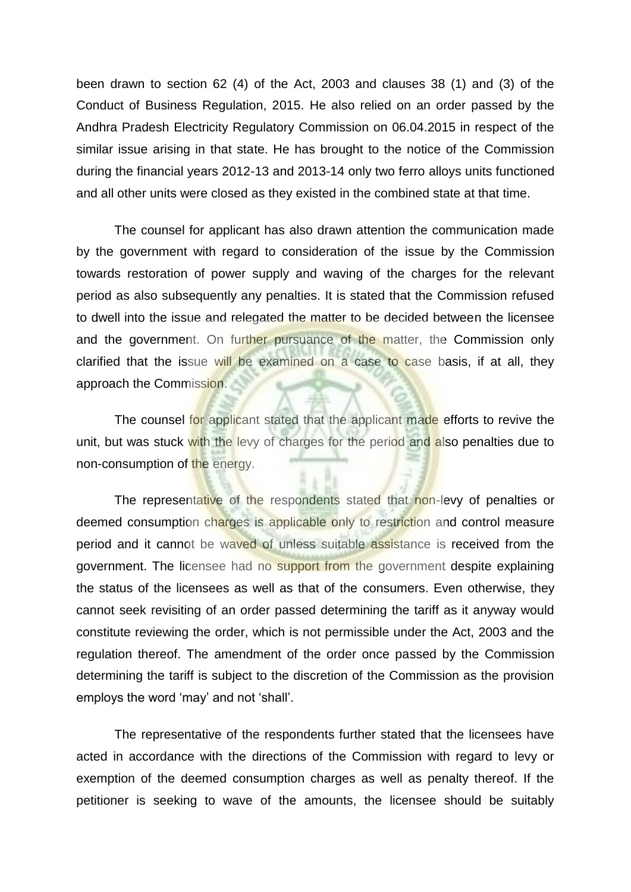been drawn to section 62 (4) of the Act, 2003 and clauses 38 (1) and (3) of the Conduct of Business Regulation, 2015. He also relied on an order passed by the Andhra Pradesh Electricity Regulatory Commission on 06.04.2015 in respect of the similar issue arising in that state. He has brought to the notice of the Commission during the financial years 2012-13 and 2013-14 only two ferro alloys units functioned and all other units were closed as they existed in the combined state at that time.

The counsel for applicant has also drawn attention the communication made by the government with regard to consideration of the issue by the Commission towards restoration of power supply and waving of the charges for the relevant period as also subsequently any penalties. It is stated that the Commission refused to dwell into the issue and relegated the matter to be decided between the licensee and the government. On further pursuance of the matter, the Commission only clarified that the issue will be examined on a case to case basis, if at all, they approach the Commission.

The counsel for applicant stated that the applicant made efforts to revive the unit, but was stuck with the levy of charges for the period and also penalties due to non-consumption of the energy.

The representative of the respondents stated that non-levy of penalties or deemed consumption charges is applicable only to restriction and control measure period and it cannot be waved of unless suitable assistance is received from the government. The licensee had no support from the government despite explaining the status of the licensees as well as that of the consumers. Even otherwise, they cannot seek revisiting of an order passed determining the tariff as it anyway would constitute reviewing the order, which is not permissible under the Act, 2003 and the regulation thereof. The amendment of the order once passed by the Commission determining the tariff is subject to the discretion of the Commission as the provision employs the word 'may' and not 'shall'.

The representative of the respondents further stated that the licensees have acted in accordance with the directions of the Commission with regard to levy or exemption of the deemed consumption charges as well as penalty thereof. If the petitioner is seeking to wave of the amounts, the licensee should be suitably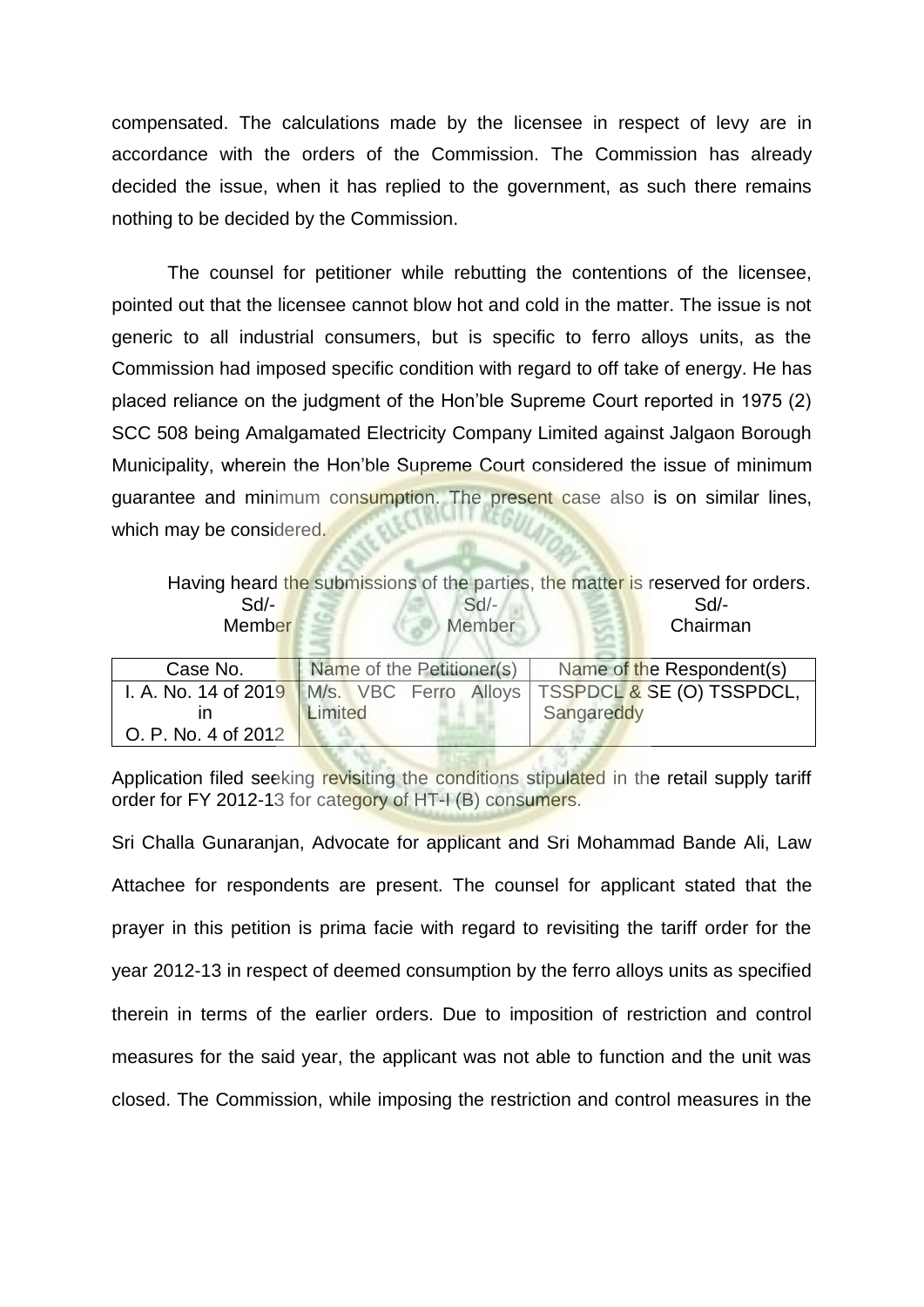compensated. The calculations made by the licensee in respect of levy are in accordance with the orders of the Commission. The Commission has already decided the issue, when it has replied to the government, as such there remains nothing to be decided by the Commission.

The counsel for petitioner while rebutting the contentions of the licensee, pointed out that the licensee cannot blow hot and cold in the matter. The issue is not generic to all industrial consumers, but is specific to ferro alloys units, as the Commission had imposed specific condition with regard to off take of energy. He has placed reliance on the judgment of the Hon'ble Supreme Court reported in 1975 (2) SCC 508 being Amalgamated Electricity Company Limited against Jalgaon Borough Municipality, wherein the Hon'ble Supreme Court considered the issue of minimum guarantee and minimum consumption. The present case also is on similar lines, which may be considered.

Having heard the submissions of the parties, the matter is reserved for orders.

| Sd/- | Sd/- | Sd/- |
|---|---|---|
| Member | Member | Chairman |

| Case No. | Name of the Petitioner(s) | Name of the Respondent(s) |
|---|---|---|
| I. A. No. 14 of 2019 in O. P. No. 4 of 2012 | M/s. VBC Ferro Alloys Limited | TSSPDCL & SE (O) TSSPDCL, Sangareddy |

Application filed seeking revisiting the conditions stipulated in the retail supply tariff order for FY 2012-13 for category of HT-I (B) consumers.

Sri Challa Gunaranjan, Advocate for applicant and Sri Mohammad Bande Ali, Law Attachee for respondents are present. The counsel for applicant stated that the prayer in this petition is prima facie with regard to revisiting the tariff order for the year 2012-13 in respect of deemed consumption by the ferro alloys units as specified therein in terms of the earlier orders. Due to imposition of restriction and control measures for the said year, the applicant was not able to function and the unit was closed. The Commission, while imposing the restriction and control measures in the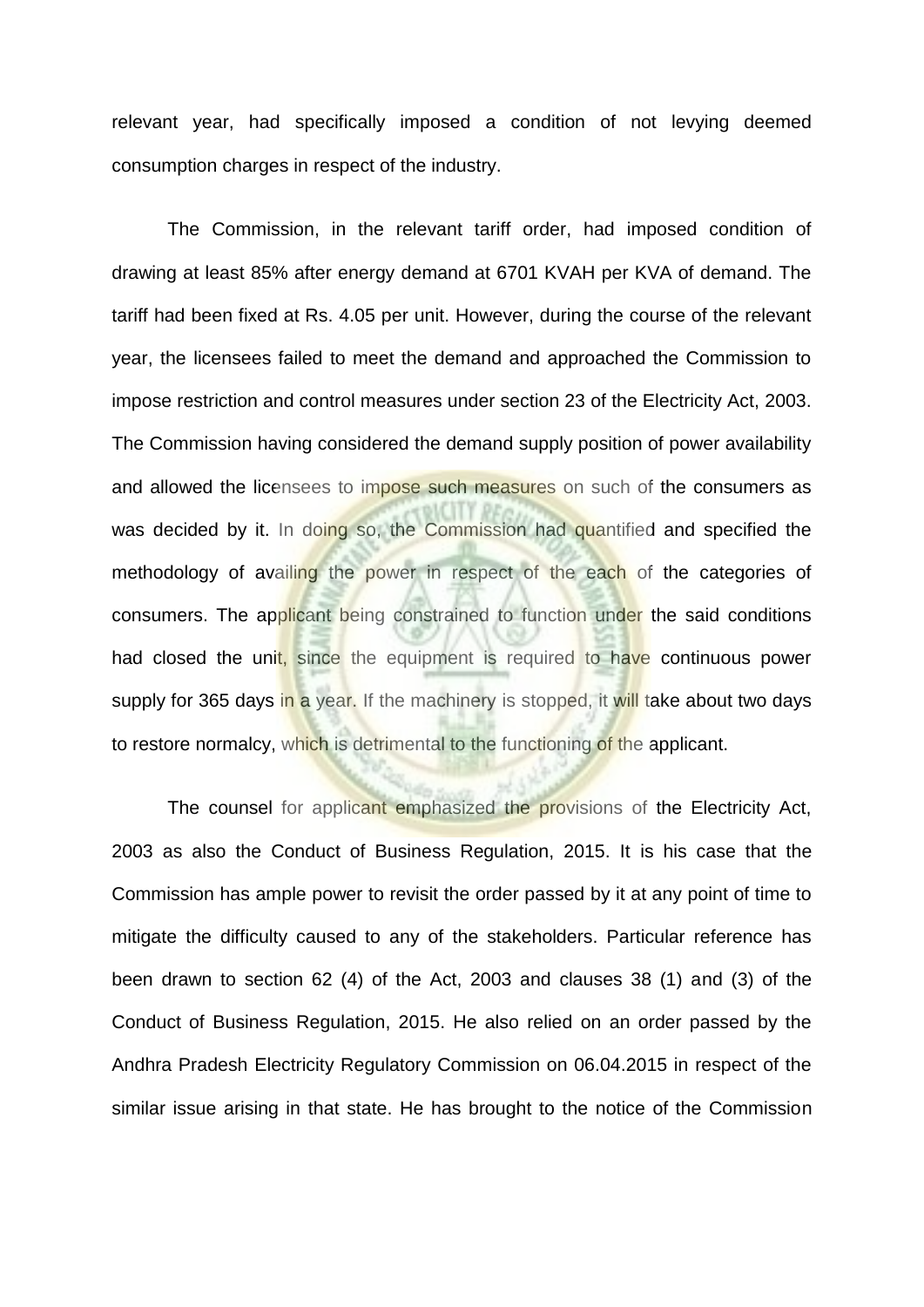relevant year, had specifically imposed a condition of not levying deemed consumption charges in respect of the industry.

The Commission, in the relevant tariff order, had imposed condition of drawing at least 85% after energy demand at 6701 KVAH per KVA of demand. The tariff had been fixed at Rs. 4.05 per unit. However, during the course of the relevant year, the licensees failed to meet the demand and approached the Commission to impose restriction and control measures under section 23 of the Electricity Act, 2003. The Commission having considered the demand supply position of power availability and allowed the licensees to impose such measures on such of the consumers as was decided by it. In doing so, the Commission had quantified and specified the methodology of availing the power in respect of the each of the categories of consumers. The applicant being constrained to function under the said conditions had closed the unit, since the equipment is required to have continuous power supply for 365 days in a year. If the machinery is stopped, it will take about two days to restore normalcy, which is detrimental to the functioning of the applicant.

The counsel for applicant emphasized the provisions of the Electricity Act, 2003 as also the Conduct of Business Regulation, 2015. It is his case that the Commission has ample power to revisit the order passed by it at any point of time to mitigate the difficulty caused to any of the stakeholders. Particular reference has been drawn to section 62 (4) of the Act, 2003 and clauses 38 (1) and (3) of the Conduct of Business Regulation, 2015. He also relied on an order passed by the Andhra Pradesh Electricity Regulatory Commission on 06.04.2015 in respect of the similar issue arising in that state. He has brought to the notice of the Commission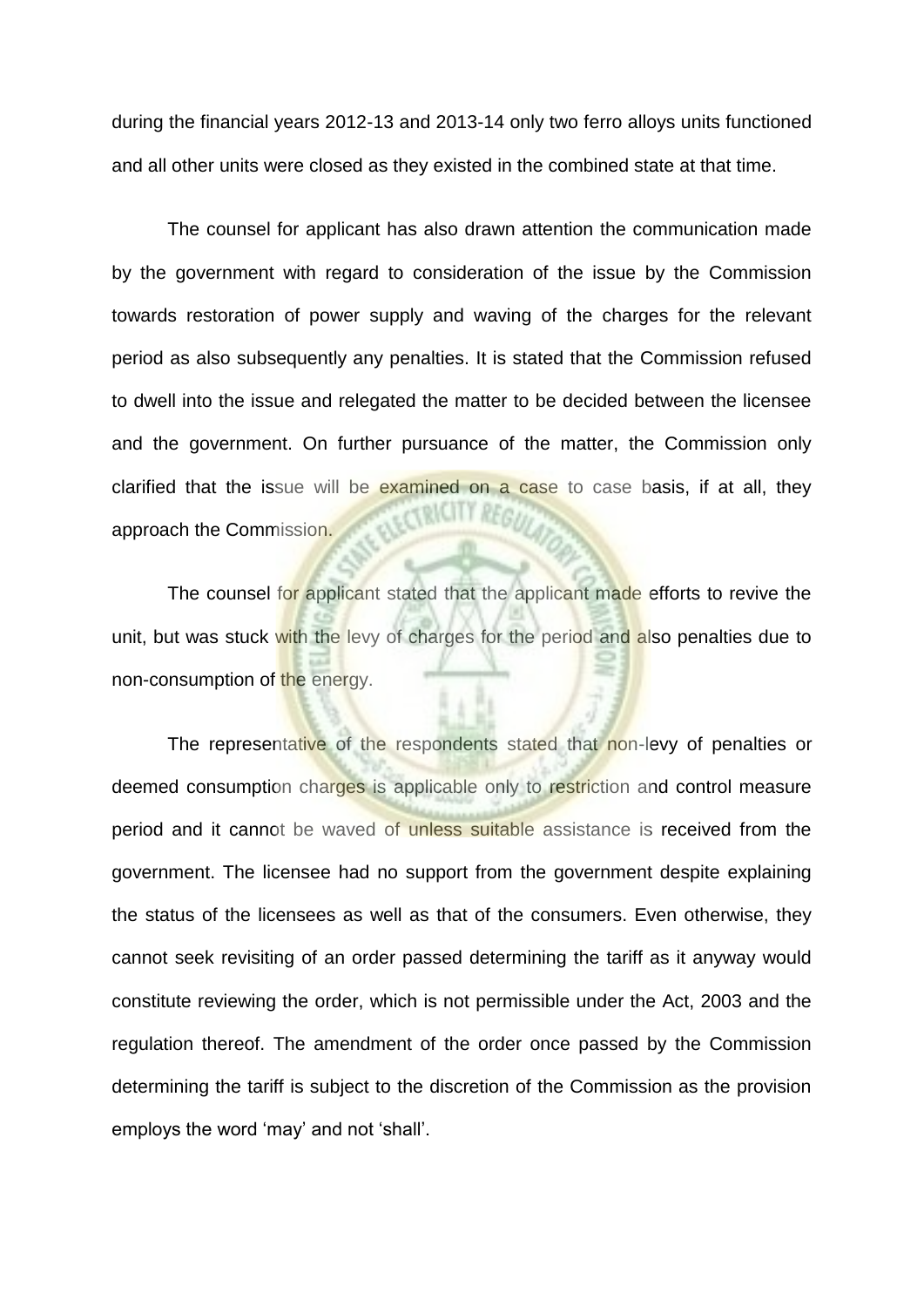during the financial years 2012-13 and 2013-14 only two ferro alloys units functioned and all other units were closed as they existed in the combined state at that time.

The counsel for applicant has also drawn attention the communication made by the government with regard to consideration of the issue by the Commission towards restoration of power supply and waving of the charges for the relevant period as also subsequently any penalties. It is stated that the Commission refused to dwell into the issue and relegated the matter to be decided between the licensee and the government. On further pursuance of the matter, the Commission only clarified that the issue will be examined on a case to case basis, if at all, they approach the Commission.

The counsel for applicant stated that the applicant made efforts to revive the unit, but was stuck with the levy of charges for the period and also penalties due to non-consumption of the energy.

The representative of the respondents stated that non-levy of penalties or deemed consumption charges is applicable only to restriction and control measure period and it cannot be waved of unless suitable assistance is received from the government. The licensee had no support from the government despite explaining the status of the licensees as well as that of the consumers. Even otherwise, they cannot seek revisiting of an order passed determining the tariff as it anyway would constitute reviewing the order, which is not permissible under the Act, 2003 and the regulation thereof. The amendment of the order once passed by the Commission determining the tariff is subject to the discretion of the Commission as the provision employs the word 'may' and not 'shall'.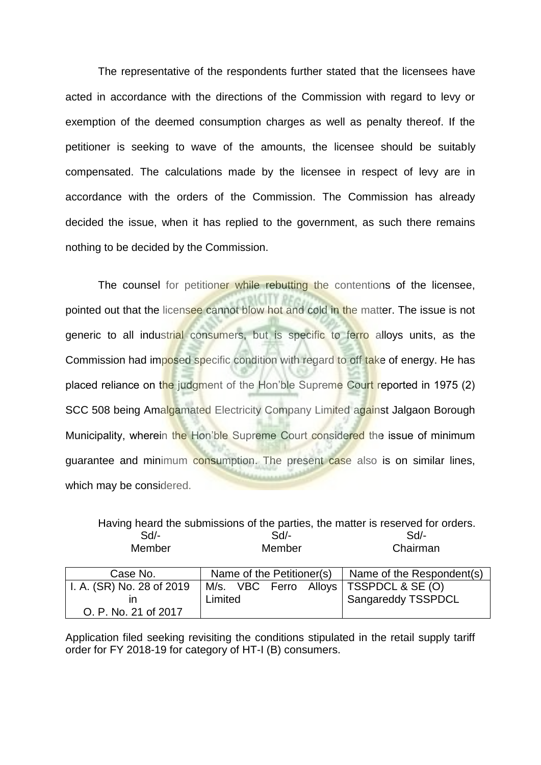The representative of the respondents further stated that the licensees have acted in accordance with the directions of the Commission with regard to levy or exemption of the deemed consumption charges as well as penalty thereof. If the petitioner is seeking to wave of the amounts, the licensee should be suitably compensated. The calculations made by the licensee in respect of levy are in accordance with the orders of the Commission. The Commission has already decided the issue, when it has replied to the government, as such there remains nothing to be decided by the Commission.

The counsel for petitioner while rebutting the contentions of the licensee, pointed out that the licensee cannot blow hot and cold in the matter. The issue is not generic to all industrial consumers, but is specific to ferro alloys units, as the Commission had imposed specific condition with regard to off take of energy. He has placed reliance on the judgment of the Hon'ble Supreme Court reported in 1975 (2) SCC 508 being Amalgamated Electricity Company Limited against Jalgaon Borough Municipality, wherein the Hon'ble Supreme Court considered the issue of minimum guarantee and minimum consumption. The present case also is on similar lines, which may be considered.

Having heard the submissions of the parties, the matter is reserved for orders.

| Sd/- | Sd/- | Sd/- |
|---|---|---|
| Member | Member | Chairman |

| Case No. | Name of the Petitioner(s) | Name of the Respondent(s) |
|---|---|---|
| I. A. (SR) No. 28 of 2019 in O. P. No. 21 of 2017 | M/s. VBC Ferro Alloys Limited | TSSPDCL & SE (O) Sangareddy TSSPDCL |

Application filed seeking revisiting the conditions stipulated in the retail supply tariff order for FY 2018-19 for category of HT-I (B) consumers.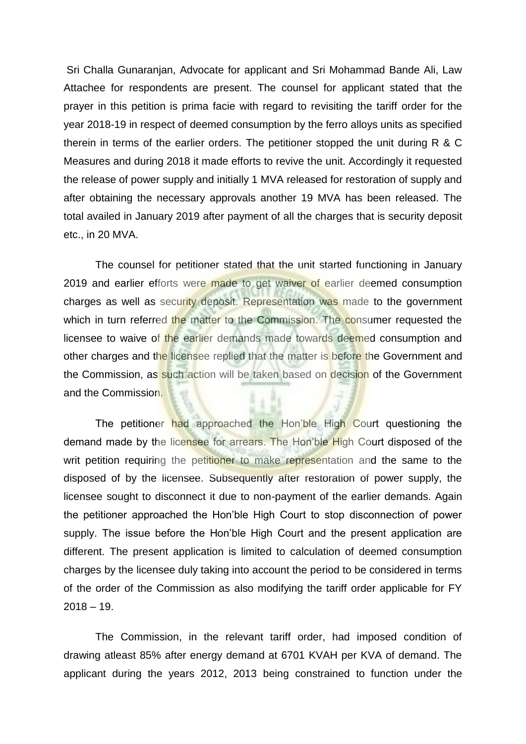Sri Challa Gunaranjan, Advocate for applicant and Sri Mohammad Bande Ali, Law Attachee for respondents are present. The counsel for applicant stated that the prayer in this petition is prima facie with regard to revisiting the tariff order for the year 2018-19 in respect of deemed consumption by the ferro alloys units as specified therein in terms of the earlier orders. The petitioner stopped the unit during R & C Measures and during 2018 it made efforts to revive the unit. Accordingly it requested the release of power supply and initially 1 MVA released for restoration of supply and after obtaining the necessary approvals another 19 MVA has been released. The total availed in January 2019 after payment of all the charges that is security deposit etc., in 20 MVA.

The counsel for petitioner stated that the unit started functioning in January 2019 and earlier efforts were made to get waiver of earlier deemed consumption charges as well as security deposit. Representation was made to the government which in turn referred the matter to the Commission. The consumer requested the licensee to waive of the earlier demands made towards deemed consumption and other charges and the licensee replied that the matter is before the Government and the Commission, as such action will be taken based on decision of the Government and the Commission.

The petitioner had approached the Hon'ble High Court questioning the demand made by the licensee for arrears. The Hon'ble High Court disposed of the writ petition requiring the petitioner to make representation and the same to the disposed of by the licensee. Subsequently after restoration of power supply, the licensee sought to disconnect it due to non-payment of the earlier demands. Again the petitioner approached the Hon'ble High Court to stop disconnection of power supply. The issue before the Hon'ble High Court and the present application are different. The present application is limited to calculation of deemed consumption charges by the licensee duly taking into account the period to be considered in terms of the order of the Commission as also modifying the tariff order applicable for FY 2018 – 19.

The Commission, in the relevant tariff order, had imposed condition of drawing atleast 85% after energy demand at 6701 KVAH per KVA of demand. The applicant during the years 2012, 2013 being constrained to function under the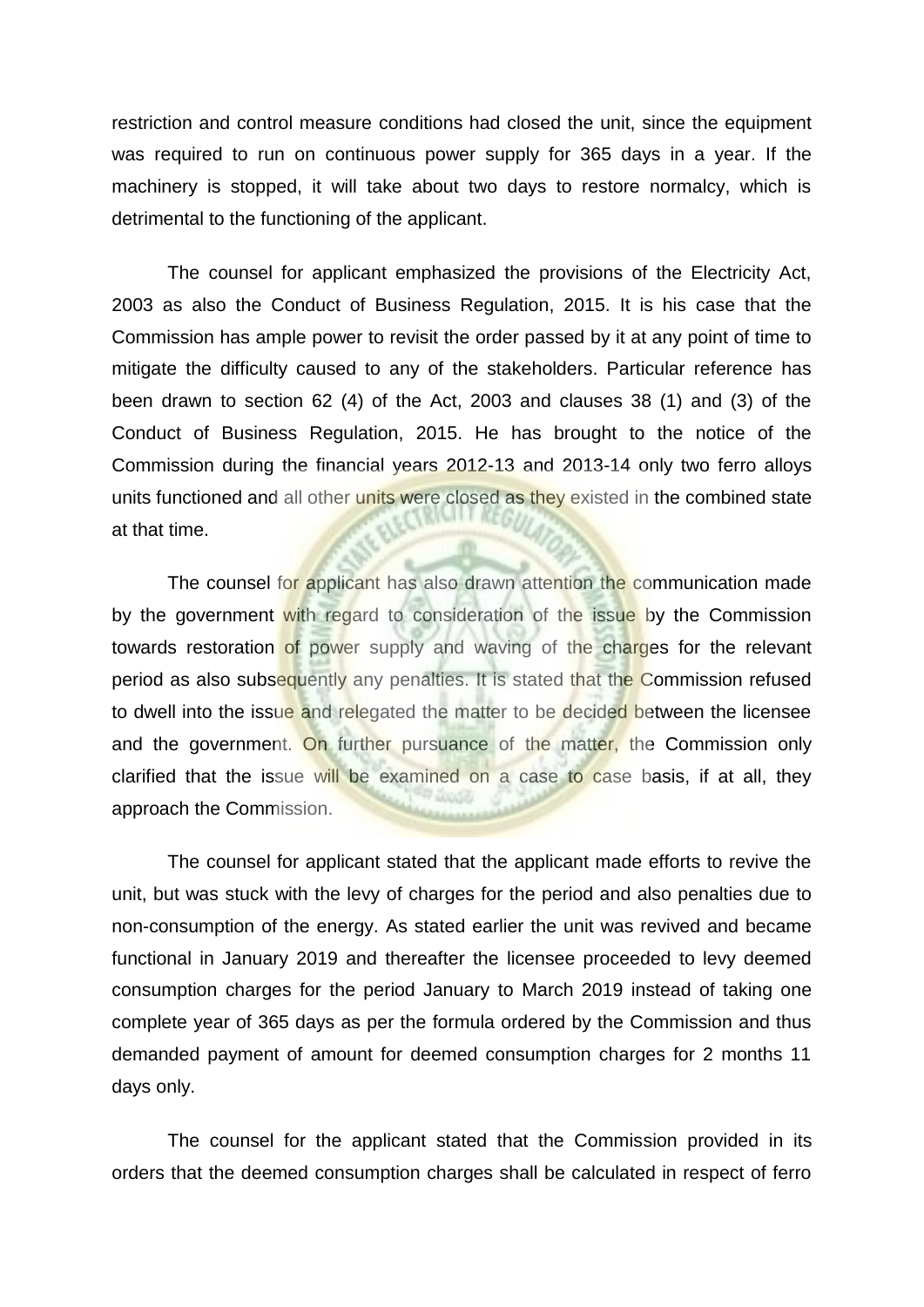restriction and control measure conditions had closed the unit, since the equipment was required to run on continuous power supply for 365 days in a year. If the machinery is stopped, it will take about two days to restore normalcy, which is detrimental to the functioning of the applicant.

The counsel for applicant emphasized the provisions of the Electricity Act, 2003 as also the Conduct of Business Regulation, 2015. It is his case that the Commission has ample power to revisit the order passed by it at any point of time to mitigate the difficulty caused to any of the stakeholders. Particular reference has been drawn to section 62 (4) of the Act, 2003 and clauses 38 (1) and (3) of the Conduct of Business Regulation, 2015. He has brought to the notice of the Commission during the financial years 2012-13 and 2013-14 only two ferro alloys units functioned and all other units were closed as they existed in the combined state at that time.

The counsel for applicant has also drawn attention the communication made by the government with regard to consideration of the issue by the Commission towards restoration of power supply and waving of the charges for the relevant period as also subsequently any penalties. It is stated that the Commission refused to dwell into the issue and relegated the matter to be decided between the licensee and the government. On further pursuance of the matter, the Commission only clarified that the issue will be examined on a case to case basis, if at all, they approach the Commission.

The counsel for applicant stated that the applicant made efforts to revive the unit, but was stuck with the levy of charges for the period and also penalties due to non-consumption of the energy. As stated earlier the unit was revived and became functional in January 2019 and thereafter the licensee proceeded to levy deemed consumption charges for the period January to March 2019 instead of taking one complete year of 365 days as per the formula ordered by the Commission and thus demanded payment of amount for deemed consumption charges for 2 months 11 days only.

The counsel for the applicant stated that the Commission provided in its orders that the deemed consumption charges shall be calculated in respect of ferro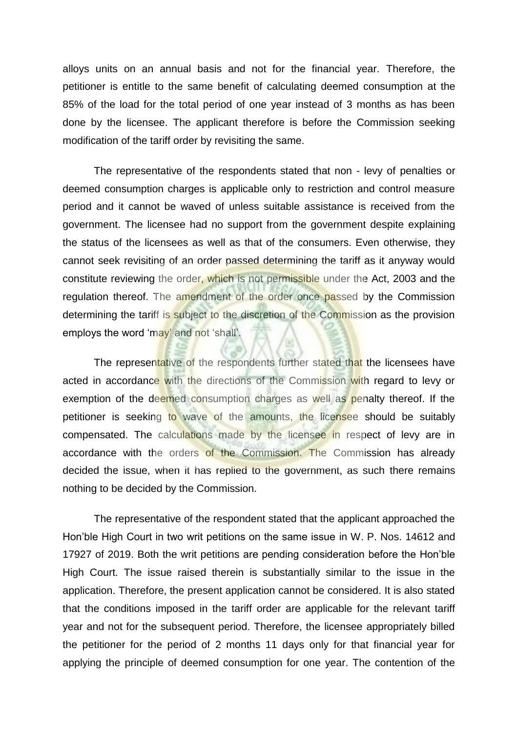alloys units on an annual basis and not for the financial year. Therefore, the petitioner is entitle to the same benefit of calculating deemed consumption at the 85% of the load for the total period of one year instead of 3 months as has been done by the licensee. The applicant therefore is before the Commission seeking modification of the tariff order by revisiting the same.

The representative of the respondents stated that non - levy of penalties or deemed consumption charges is applicable only to restriction and control measure period and it cannot be waved of unless suitable assistance is received from the government. The licensee had no support from the government despite explaining the status of the licensees as well as that of the consumers. Even otherwise, they cannot seek revisiting of an order passed determining the tariff as it anyway would constitute reviewing the order, which is not permissible under the Act, 2003 and the regulation thereof. The amendment of the order once passed by the Commission determining the tariff is subject to the discretion of the Commission as the provision employs the word 'may' and not 'shall'.

The representative of the respondents further stated that the licensees have acted in accordance with the directions of the Commission with regard to levy or exemption of the deemed consumption charges as well as penalty thereof. If the petitioner is seeking to wave of the amounts, the licensee should be suitably compensated. The calculations made by the licensee in respect of levy are in accordance with the orders of the Commission. The Commission has already decided the issue, when it has replied to the government, as such there remains nothing to be decided by the Commission.

The representative of the respondent stated that the applicant approached the Hon'ble High Court in two writ petitions on the same issue in W. P. Nos. 14612 and 17927 of 2019. Both the writ petitions are pending consideration before the Hon'ble High Court. The issue raised therein is substantially similar to the issue in the application. Therefore, the present application cannot be considered. It is also stated that the conditions imposed in the tariff order are applicable for the relevant tariff year and not for the subsequent period. Therefore, the licensee appropriately billed the petitioner for the period of 2 months 11 days only for that financial year for applying the principle of deemed consumption for one year. The contention of the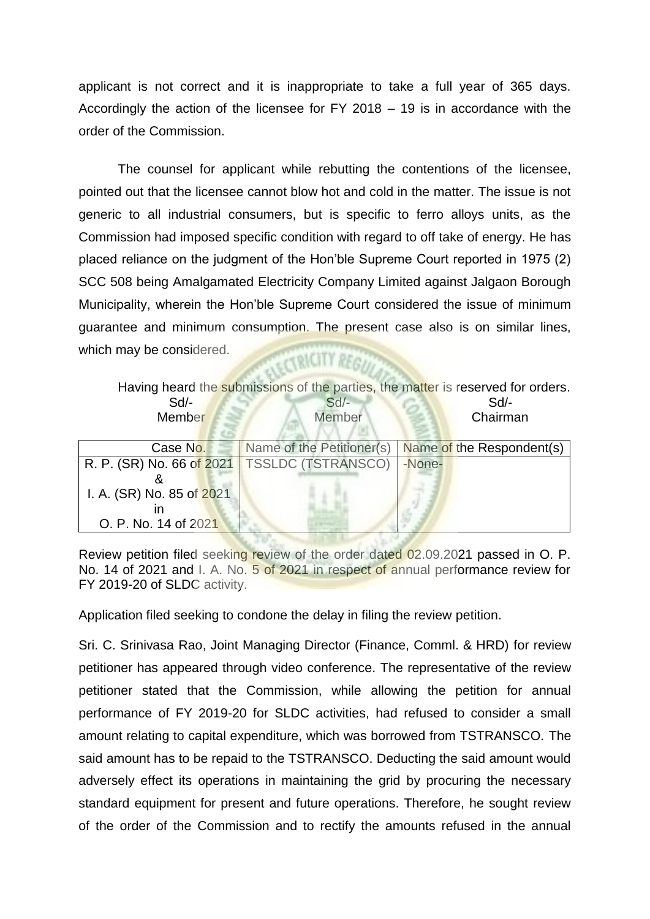applicant is not correct and it is inappropriate to take a full year of 365 days. Accordingly the action of the licensee for FY 2018 – 19 is in accordance with the order of the Commission.

The counsel for applicant while rebutting the contentions of the licensee, pointed out that the licensee cannot blow hot and cold in the matter. The issue is not generic to all industrial consumers, but is specific to ferro alloys units, as the Commission had imposed specific condition with regard to off take of energy. He has placed reliance on the judgment of the Hon'ble Supreme Court reported in 1975 (2) SCC 508 being Amalgamated Electricity Company Limited against Jalgaon Borough Municipality, wherein the Hon'ble Supreme Court considered the issue of minimum guarantee and minimum consumption. The present case also is on similar lines, which may be considered.

Having heard the submissions of the parties, the matter is reserved for orders.

| Sd/- | Sd/- | Sd/- |
|---|---|---|
| Member | Member | Chairman |

| Case No. | Name of the Petitioner(s) | Name of the Respondent(s) |
|---|---|---|
| R. P. (SR) No. 66 of 2021 & I. A. (SR) No. 85 of 2021 in O. P. No. 14 of 2021 | TSSLDC (TSTRANSCO) | -None- |

Review petition filed seeking review of the order dated 02.09.2021 passed in O. P. No. 14 of 2021 and I. A. No. 5 of 2021 in respect of annual performance review for FY 2019-20 of SLDC activity.

Application filed seeking to condone the delay in filing the review petition.

Sri. C. Srinivasa Rao, Joint Managing Director (Finance, Comml. & HRD) for review petitioner has appeared through video conference. The representative of the review petitioner stated that the Commission, while allowing the petition for annual performance of FY 2019-20 for SLDC activities, had refused to consider a small amount relating to capital expenditure, which was borrowed from TSTRANSCO. The said amount has to be repaid to the TSTRANSCO. Deducting the said amount would adversely effect its operations in maintaining the grid by procuring the necessary standard equipment for present and future operations. Therefore, he sought review of the order of the Commission and to rectify the amounts refused in the annual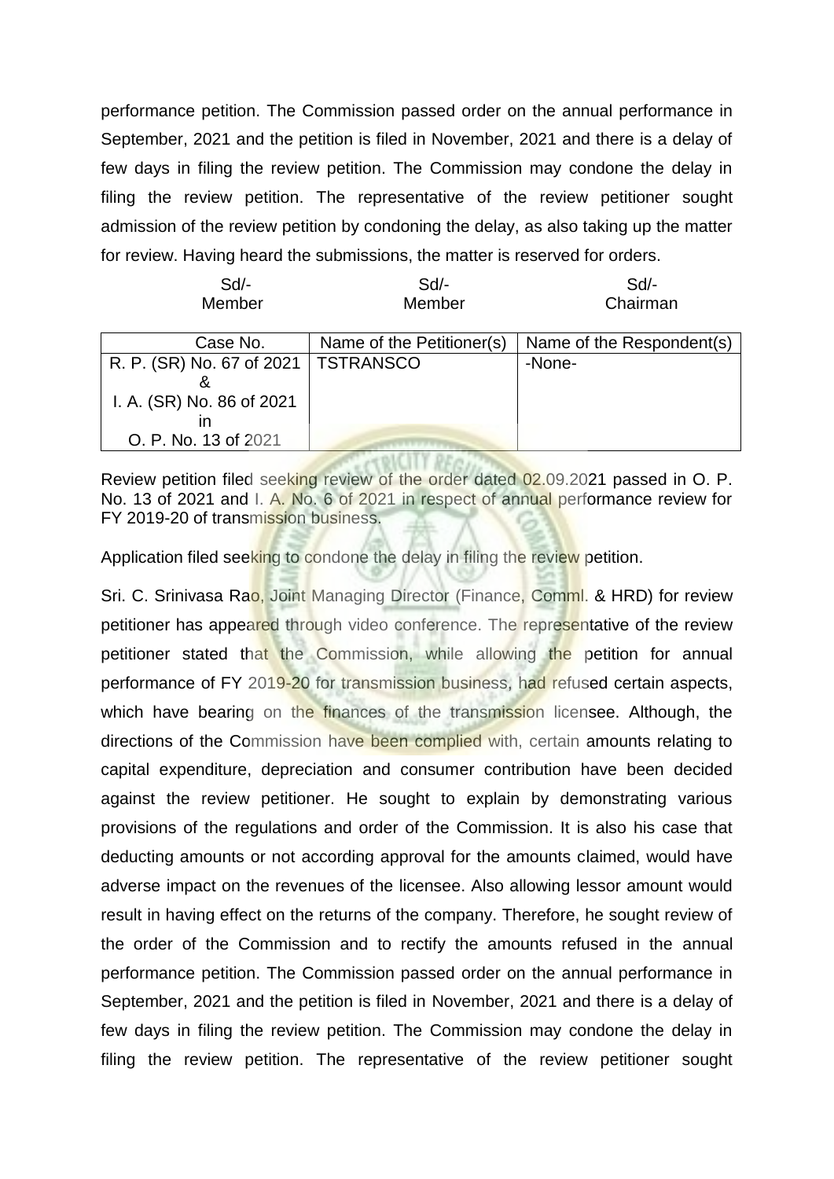performance petition. The Commission passed order on the annual performance in September, 2021 and the petition is filed in November, 2021 and there is a delay of few days in filing the review petition. The Commission may condone the delay in filing the review petition. The representative of the review petitioner sought admission of the review petition by condoning the delay, as also taking up the matter for review. Having heard the submissions, the matter is reserved for orders.

| Sd/- | Sd/- | Sd/- |
|---|---|---|
| Member | Member | Chairman |

| Case No. | Name of the Petitioner(s) | Name of the Respondent(s) |
|---|---|---|
| R. P. (SR) No. 67 of 2021 & I. A. (SR) No. 86 of 2021 in O. P. No. 13 of 2021 | TSTRANSCO | -None- |

Review petition filed seeking review of the order dated 02.09.2021 passed in O. P. No. 13 of 2021 and I. A. No. 6 of 2021 in respect of annual performance review for FY 2019-20 of transmission business.

Application filed seeking to condone the delay in filing the review petition.

Sri. C. Srinivasa Rao, Joint Managing Director (Finance, Comml. & HRD) for review petitioner has appeared through video conference. The representative of the review petitioner stated that the Commission, while allowing the petition for annual performance of FY 2019-20 for transmission business, had refused certain aspects, which have bearing on the finances of the transmission licensee. Although, the directions of the Commission have been complied with, certain amounts relating to capital expenditure, depreciation and consumer contribution have been decided against the review petitioner. He sought to explain by demonstrating various provisions of the regulations and order of the Commission. It is also his case that deducting amounts or not according approval for the amounts claimed, would have adverse impact on the revenues of the licensee. Also allowing lessor amount would result in having effect on the returns of the company. Therefore, he sought review of the order of the Commission and to rectify the amounts refused in the annual performance petition. The Commission passed order on the annual performance in September, 2021 and the petition is filed in November, 2021 and there is a delay of few days in filing the review petition. The Commission may condone the delay in filing the review petition. The representative of the review petitioner sought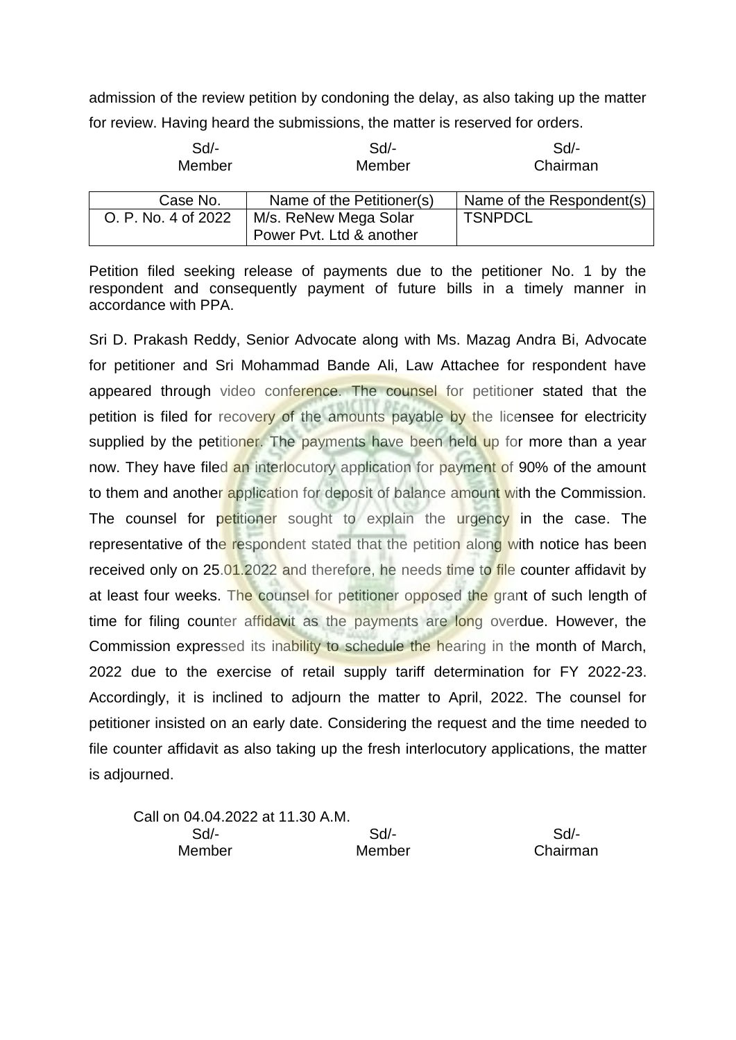admission of the review petition by condoning the delay, as also taking up the matter for review. Having heard the submissions, the matter is reserved for orders.

| Sd/- | Sd/- | Sd/- |
|---|---|---|
| Member | Member | Chairman |

| Case No. | Name of the Petitioner(s) | Name of the Respondent(s) |
|---|---|---|
| O. P. No. 4 of 2022 | M/s. ReNew Mega Solar Power Pvt. Ltd & another | TSNPDCL |

Petition filed seeking release of payments due to the petitioner No. 1 by the respondent and consequently payment of future bills in a timely manner in accordance with PPA.

Sri D. Prakash Reddy, Senior Advocate along with Ms. Mazag Andra Bi, Advocate for petitioner and Sri Mohammad Bande Ali, Law Attachee for respondent have appeared through video conference. The counsel for petitioner stated that the petition is filed for recovery of the amounts payable by the licensee for electricity supplied by the petitioner. The payments have been held up for more than a year now. They have filed an interlocutory application for payment of 90% of the amount to them and another application for deposit of balance amount with the Commission. The counsel for petitioner sought to explain the urgency in the case. The representative of the respondent stated that the petition along with notice has been received only on 25.01.2022 and therefore, he needs time to file counter affidavit by at least four weeks. The counsel for petitioner opposed the grant of such length of time for filing counter affidavit as the payments are long overdue. However, the Commission expressed its inability to schedule the hearing in the month of March, 2022 due to the exercise of retail supply tariff determination for FY 2022-23. Accordingly, it is inclined to adjourn the matter to April, 2022. The counsel for petitioner insisted on an early date. Considering the request and the time needed to file counter affidavit as also taking up the fresh interlocutory applications, the matter is adjourned.

Call on 04.04.2022 at 11.30 A.M.

| Sd/- | Sd/- | Sd/- |
|---|---|---|
| Member | Member | Chairman |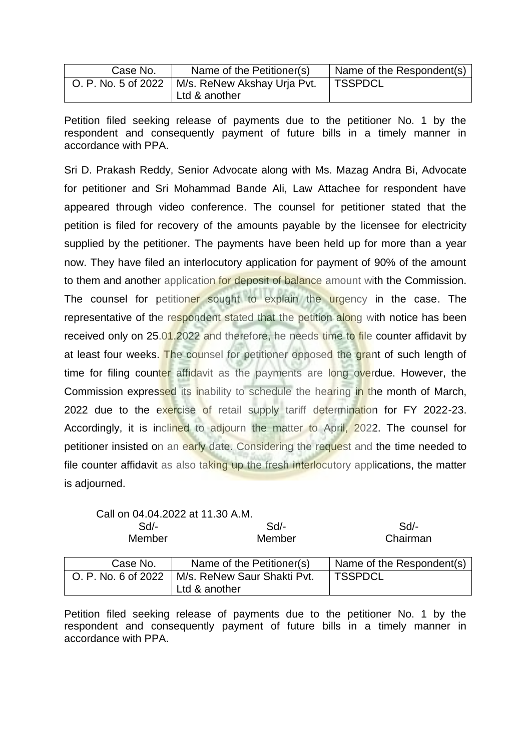| Case No. | Name of the Petitioner(s) | Name of the Respondent(s) |
|---|---|---|
| O. P. No. 5 of 2022 | M/s. ReNew Akshay Urja Pvt. Ltd & another | TSSPDCL |

Petition filed seeking release of payments due to the petitioner No. 1 by the respondent and consequently payment of future bills in a timely manner in accordance with PPA.

Sri D. Prakash Reddy, Senior Advocate along with Ms. Mazag Andra Bi, Advocate for petitioner and Sri Mohammad Bande Ali, Law Attachee for respondent have appeared through video conference. The counsel for petitioner stated that the petition is filed for recovery of the amounts payable by the licensee for electricity supplied by the petitioner. The payments have been held up for more than a year now. They have filed an interlocutory application for payment of 90% of the amount to them and another application for deposit of balance amount with the Commission. The counsel for petitioner sought to explain the urgency in the case. The representative of the respondent stated that the petition along with notice has been received only on 25.01.2022 and therefore, he needs time to file counter affidavit by at least four weeks. The counsel for petitioner opposed the grant of such length of time for filing counter affidavit as the payments are long overdue. However, the Commission expressed its inability to schedule the hearing in the month of March, 2022 due to the exercise of retail supply tariff determination for FY 2022-23. Accordingly, it is inclined to adjourn the matter to April, 2022. The counsel for petitioner insisted on an early date. Considering the request and the time needed to file counter affidavit as also taking up the fresh interlocutory applications, the matter is adjourned.

Call on 04.04.2022 at 11.30 A.M.

| Sd/- | Sd/- | Sd/- |
|---|---|---|
| Member | Member | Chairman |

| Case No. | Name of the Petitioner(s) | Name of the Respondent(s) |
|---|---|---|
| O. P. No. 6 of 2022 | M/s. ReNew Saur Shakti Pvt. Ltd & another | TSSPDCL |

Petition filed seeking release of payments due to the petitioner No. 1 by the respondent and consequently payment of future bills in a timely manner in accordance with PPA.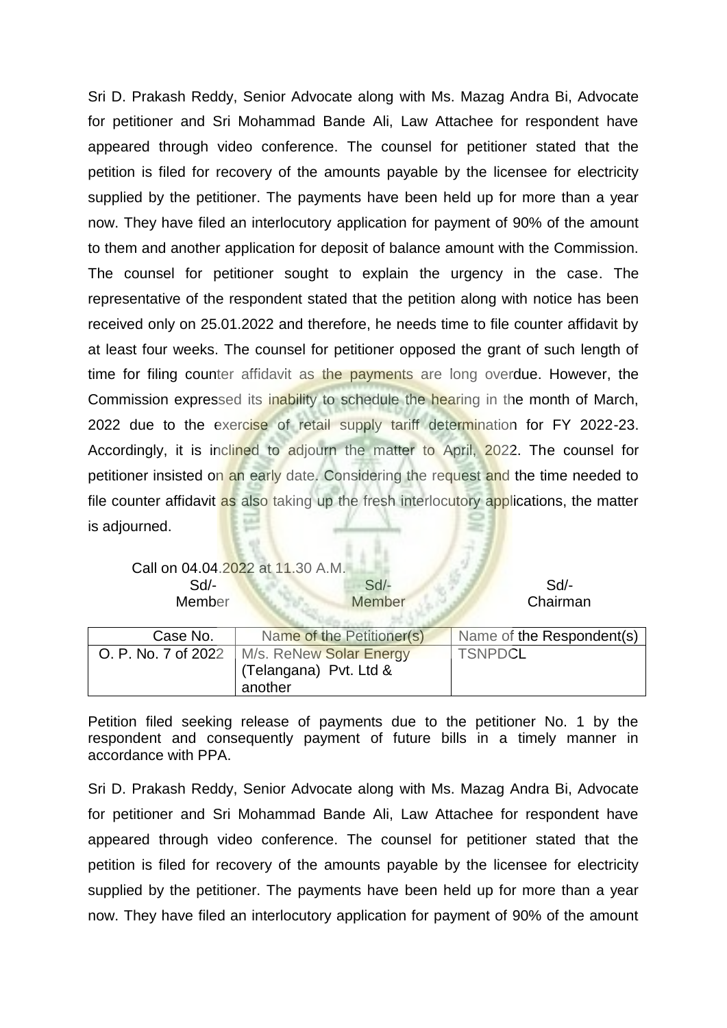Sri D. Prakash Reddy, Senior Advocate along with Ms. Mazag Andra Bi, Advocate for petitioner and Sri Mohammad Bande Ali, Law Attachee for respondent have appeared through video conference. The counsel for petitioner stated that the petition is filed for recovery of the amounts payable by the licensee for electricity supplied by the petitioner. The payments have been held up for more than a year now. They have filed an interlocutory application for payment of 90% of the amount to them and another application for deposit of balance amount with the Commission. The counsel for petitioner sought to explain the urgency in the case. The representative of the respondent stated that the petition along with notice has been received only on 25.01.2022 and therefore, he needs time to file counter affidavit by at least four weeks. The counsel for petitioner opposed the grant of such length of time for filing counter affidavit as the payments are long overdue. However, the Commission expressed its inability to schedule the hearing in the month of March, 2022 due to the exercise of retail supply tariff determination for FY 2022-23. Accordingly, it is inclined to adjourn the matter to April, 2022. The counsel for petitioner insisted on an early date. Considering the request and the time needed to file counter affidavit as also taking up the fresh interlocutory applications, the matter is adjourned.

Call on 04.04.2022 at 11.30 A.M.

| Sd/- | Sd/- | Sd/- |
|---|---|---|
| Member | Member | Chairman |

| Case No. | Name of the Petitioner(s) | Name of the Respondent(s) |
|---|---|---|
| O. P. No. 7 of 2022 | M/s. ReNew Solar Energy (Telangana) Pvt. Ltd & another | TSNPDCL |

Petition filed seeking release of payments due to the petitioner No. 1 by the respondent and consequently payment of future bills in a timely manner in accordance with PPA.

Sri D. Prakash Reddy, Senior Advocate along with Ms. Mazag Andra Bi, Advocate for petitioner and Sri Mohammad Bande Ali, Law Attachee for respondent have appeared through video conference. The counsel for petitioner stated that the petition is filed for recovery of the amounts payable by the licensee for electricity supplied by the petitioner. The payments have been held up for more than a year now. They have filed an interlocutory application for payment of 90% of the amount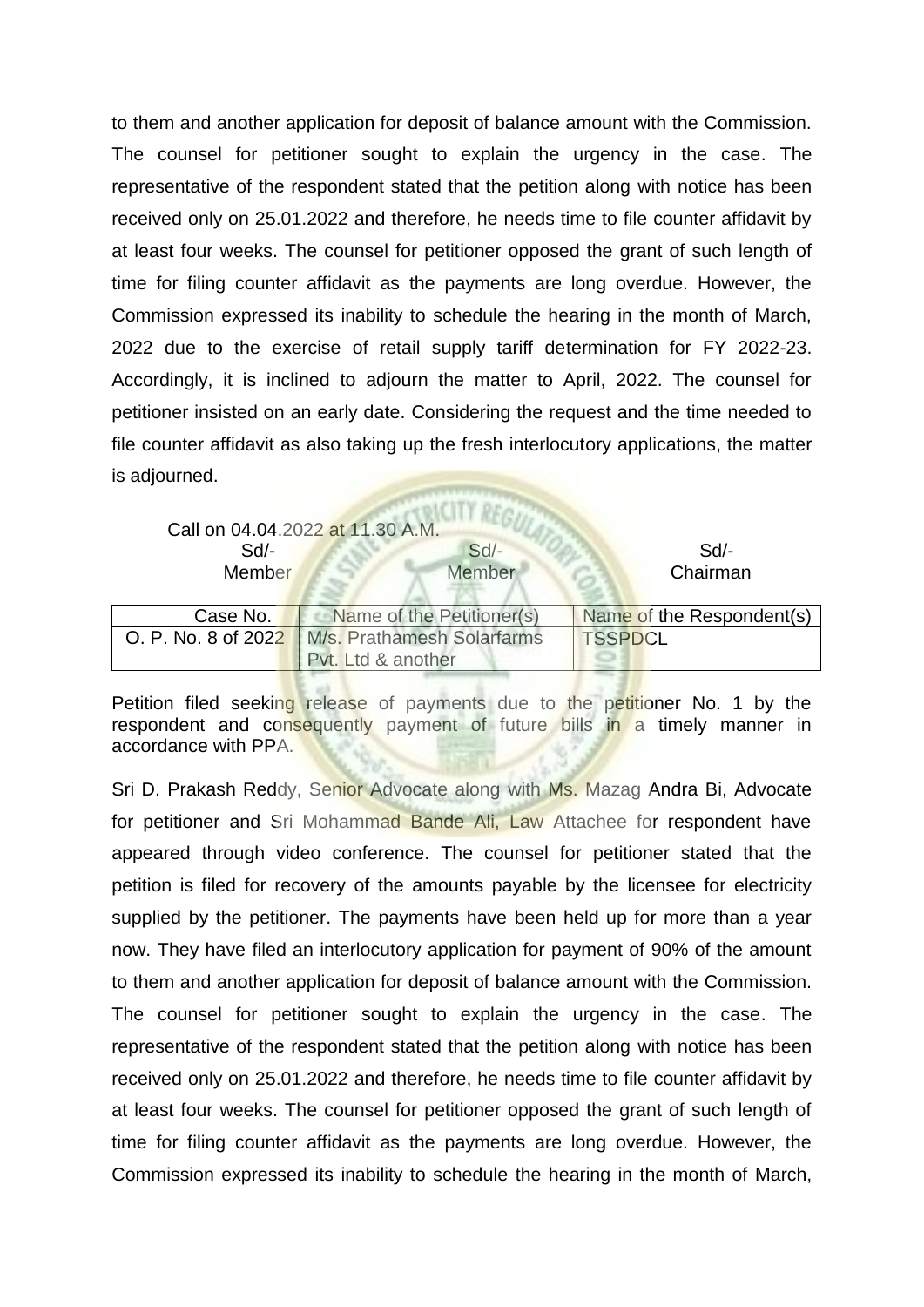to them and another application for deposit of balance amount with the Commission. The counsel for petitioner sought to explain the urgency in the case. The representative of the respondent stated that the petition along with notice has been received only on 25.01.2022 and therefore, he needs time to file counter affidavit by at least four weeks. The counsel for petitioner opposed the grant of such length of time for filing counter affidavit as the payments are long overdue. However, the Commission expressed its inability to schedule the hearing in the month of March, 2022 due to the exercise of retail supply tariff determination for FY 2022-23. Accordingly, it is inclined to adjourn the matter to April, 2022. The counsel for petitioner insisted on an early date. Considering the request and the time needed to file counter affidavit as also taking up the fresh interlocutory applications, the matter is adjourned.

Call on 04.04.2022 at 11.30 A.M.

| Sd/- | Sd/- | Sd/- |
|---|---|---|
| Member | Member | Chairman |

| Case No. | Name of the Petitioner(s) | Name of the Respondent(s) |
|---|---|---|
| O. P. No. 8 of 2022 | M/s. Prathamesh Solarfarms Pvt. Ltd & another | TSSPDCL |

Petition filed seeking release of payments due to the petitioner No. 1 by the respondent and consequently payment of future bills in a timely manner in accordance with PPA.

Sri D. Prakash Reddy, Senior Advocate along with Ms. Mazag Andra Bi, Advocate for petitioner and Sri Mohammad Bande Ali, Law Attachee for respondent have appeared through video conference. The counsel for petitioner stated that the petition is filed for recovery of the amounts payable by the licensee for electricity supplied by the petitioner. The payments have been held up for more than a year now. They have filed an interlocutory application for payment of 90% of the amount to them and another application for deposit of balance amount with the Commission. The counsel for petitioner sought to explain the urgency in the case. The representative of the respondent stated that the petition along with notice has been received only on 25.01.2022 and therefore, he needs time to file counter affidavit by at least four weeks. The counsel for petitioner opposed the grant of such length of time for filing counter affidavit as the payments are long overdue. However, the Commission expressed its inability to schedule the hearing in the month of March,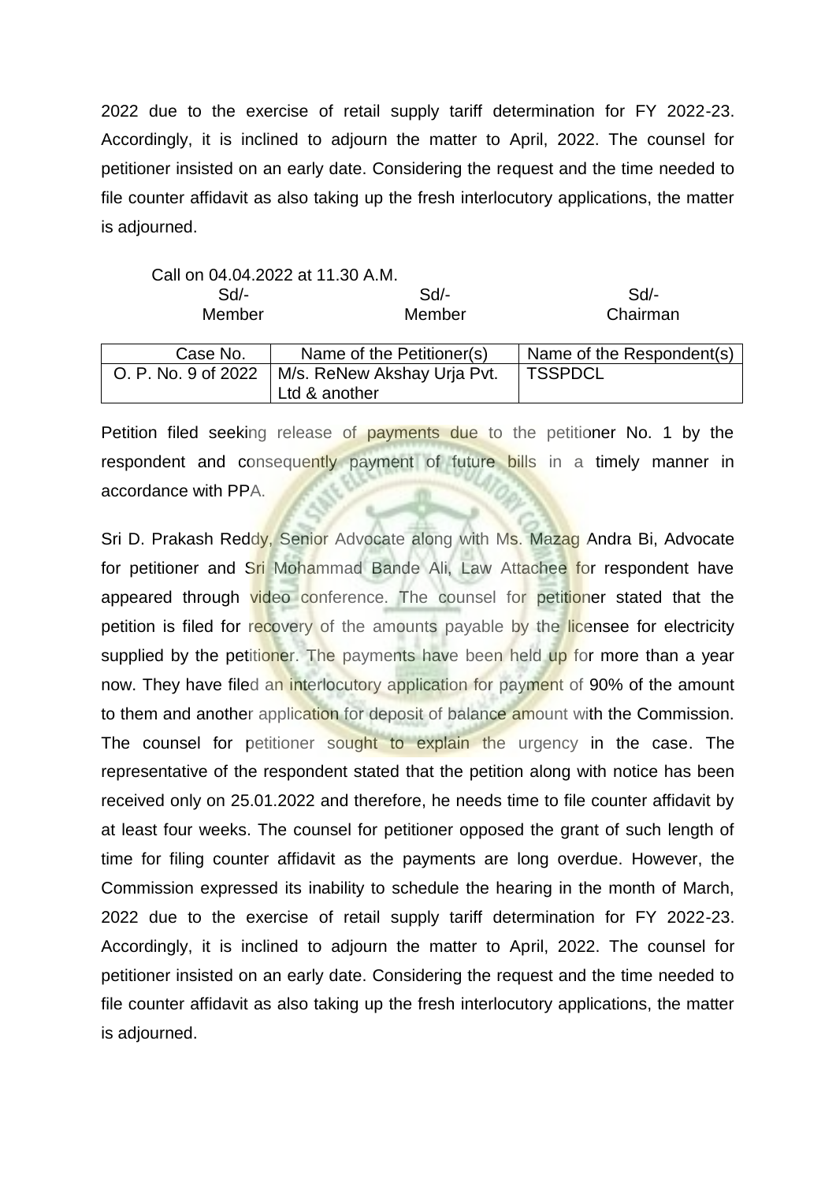2022 due to the exercise of retail supply tariff determination for FY 2022-23. Accordingly, it is inclined to adjourn the matter to April, 2022. The counsel for petitioner insisted on an early date. Considering the request and the time needed to file counter affidavit as also taking up the fresh interlocutory applications, the matter is adjourned.

Call on 04.04.2022 at 11.30 A.M.

| Sd/- | Sd/- | Sd/- |
|---|---|---|
| Member | Member | Chairman |

| Case No. | Name of the Petitioner(s) | Name of the Respondent(s) |
|---|---|---|
| O. P. No. 9 of 2022 | M/s. ReNew Akshay Urja Pvt. Ltd & another | TSSPDCL |

Petition filed seeking release of payments due to the petitioner No. 1 by the respondent and consequently payment of future bills in a timely manner in accordance with PPA.

Sri D. Prakash Reddy, Senior Advocate along with Ms. Mazag Andra Bi, Advocate for petitioner and Sri Mohammad Bande Ali, Law Attachee for respondent have appeared through video conference. The counsel for petitioner stated that the petition is filed for recovery of the amounts payable by the licensee for electricity supplied by the petitioner. The payments have been held up for more than a year now. They have filed an interlocutory application for payment of 90% of the amount to them and another application for deposit of balance amount with the Commission. The counsel for petitioner sought to explain the urgency in the case. The representative of the respondent stated that the petition along with notice has been received only on 25.01.2022 and therefore, he needs time to file counter affidavit by at least four weeks. The counsel for petitioner opposed the grant of such length of time for filing counter affidavit as the payments are long overdue. However, the Commission expressed its inability to schedule the hearing in the month of March, 2022 due to the exercise of retail supply tariff determination for FY 2022-23. Accordingly, it is inclined to adjourn the matter to April, 2022. The counsel for petitioner insisted on an early date. Considering the request and the time needed to file counter affidavit as also taking up the fresh interlocutory applications, the matter is adjourned.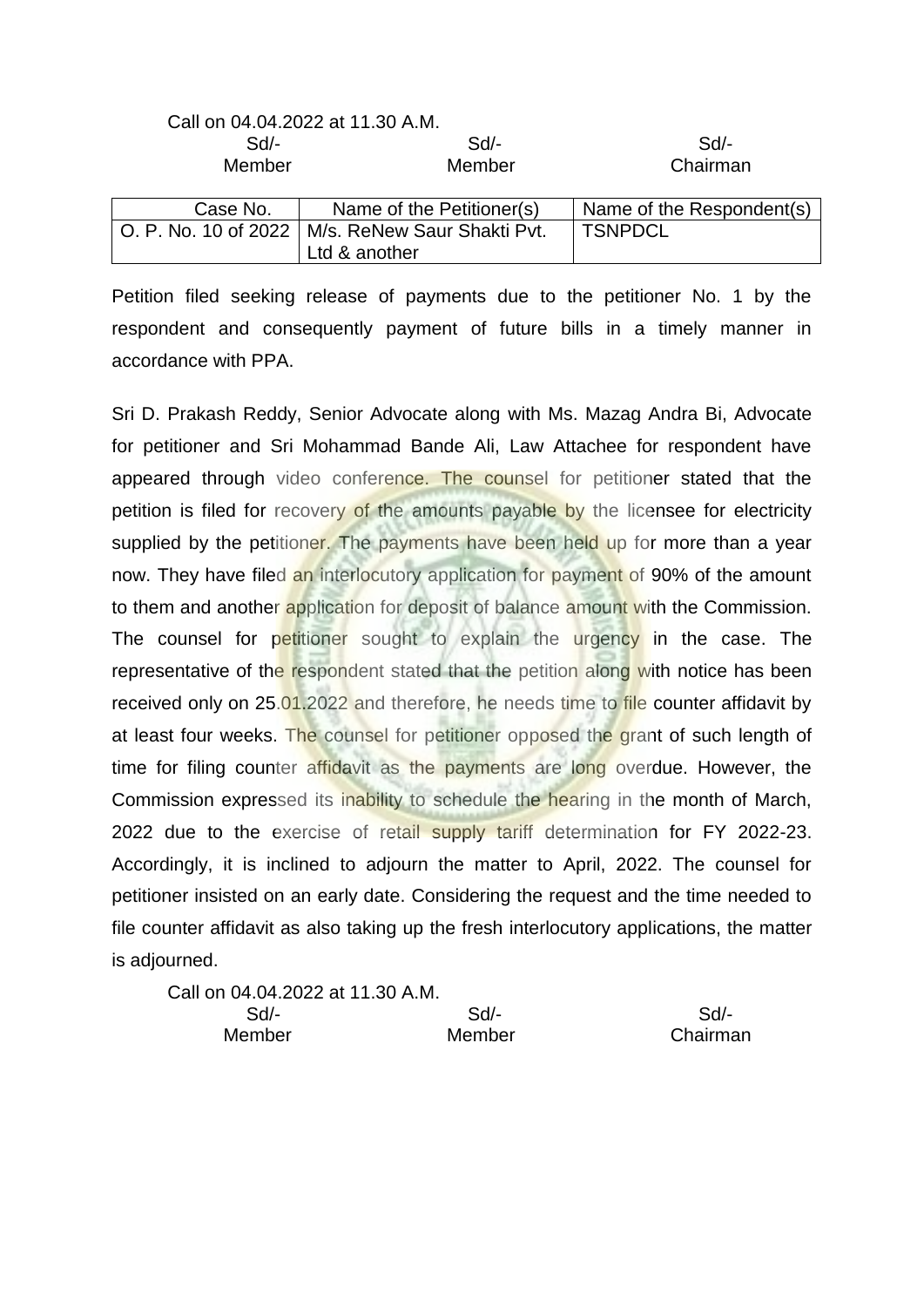Call on 04.04.2022 at 11.30 A.M.

| Sd/- | Sd/- | Sd/- |
|---|---|---|
| Member | Member | Chairman |

| Case No. | Name of the Petitioner(s) | Name of the Respondent(s) |
|---|---|---|
| O. P. No. 10 of 2022 | M/s. ReNew Saur Shakti Pvt. Ltd & another | TSNPDCL |

Petition filed seeking release of payments due to the petitioner No. 1 by the respondent and consequently payment of future bills in a timely manner in accordance with PPA.

Sri D. Prakash Reddy, Senior Advocate along with Ms. Mazag Andra Bi, Advocate for petitioner and Sri Mohammad Bande Ali, Law Attachee for respondent have appeared through video conference. The counsel for petitioner stated that the petition is filed for recovery of the amounts payable by the licensee for electricity supplied by the petitioner. The payments have been held up for more than a year now. They have filed an interlocutory application for payment of 90% of the amount to them and another application for deposit of balance amount with the Commission. The counsel for petitioner sought to explain the urgency in the case. The representative of the respondent stated that the petition along with notice has been received only on 25.01.2022 and therefore, he needs time to file counter affidavit by at least four weeks. The counsel for petitioner opposed the grant of such length of time for filing counter affidavit as the payments are long overdue. However, the Commission expressed its inability to schedule the hearing in the month of March, 2022 due to the exercise of retail supply tariff determination for FY 2022-23. Accordingly, it is inclined to adjourn the matter to April, 2022. The counsel for petitioner insisted on an early date. Considering the request and the time needed to file counter affidavit as also taking up the fresh interlocutory applications, the matter is adjourned.

Call on 04.04.2022 at 11.30 A.M.

| Sd/- | Sd/- | Sd/- |
|---|---|---|
| Member | Member | Chairman |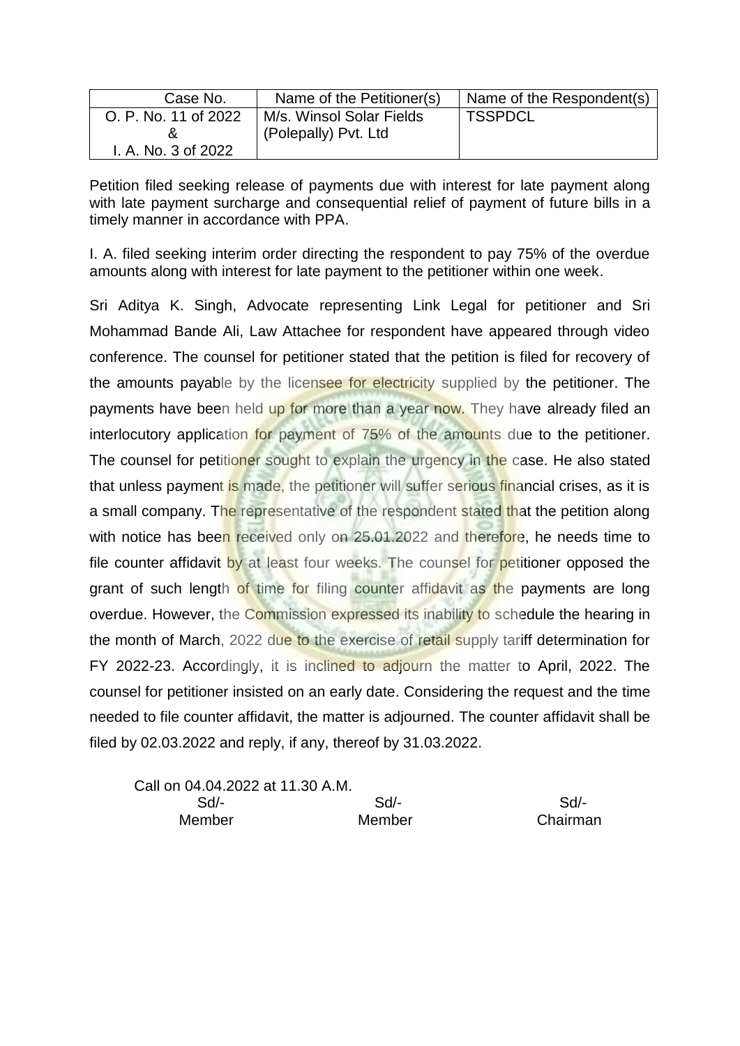| Case No. | Name of the Petitioner(s) | Name of the Respondent(s) |
|---|---|---|
| O. P. No. 11 of 2022 & I. A. No. 3 of 2022 | M/s. Winsol Solar Fields (Polepally) Pvt. Ltd | TSSPDCL |

Petition filed seeking release of payments due with interest for late payment along with late payment surcharge and consequential relief of payment of future bills in a timely manner in accordance with PPA.

I. A. filed seeking interim order directing the respondent to pay 75% of the overdue amounts along with interest for late payment to the petitioner within one week.

Sri Aditya K. Singh, Advocate representing Link Legal for petitioner and Sri Mohammad Bande Ali, Law Attachee for respondent have appeared through video conference. The counsel for petitioner stated that the petition is filed for recovery of the amounts payable by the licensee for electricity supplied by the petitioner. The payments have been held up for more than a year now. They have already filed an interlocutory application for payment of 75% of the amounts due to the petitioner. The counsel for petitioner sought to explain the urgency in the case. He also stated that unless payment is made, the petitioner will suffer serious financial crises, as it is a small company. The representative of the respondent stated that the petition along with notice has been received only on 25.01.2022 and therefore, he needs time to file counter affidavit by at least four weeks. The counsel for petitioner opposed the grant of such length of time for filing counter affidavit as the payments are long overdue. However, the Commission expressed its inability to schedule the hearing in the month of March, 2022 due to the exercise of retail supply tariff determination for FY 2022-23. Accordingly, it is inclined to adjourn the matter to April, 2022. The counsel for petitioner insisted on an early date. Considering the request and the time needed to file counter affidavit, the matter is adjourned. The counter affidavit shall be filed by 02.03.2022 and reply, if any, thereof by 31.03.2022.

Call on 04.04.2022 at 11.30 A.M.

| Sd/- | Sd/- | Sd/- |
|---|---|---|
| Member | Member | Chairman |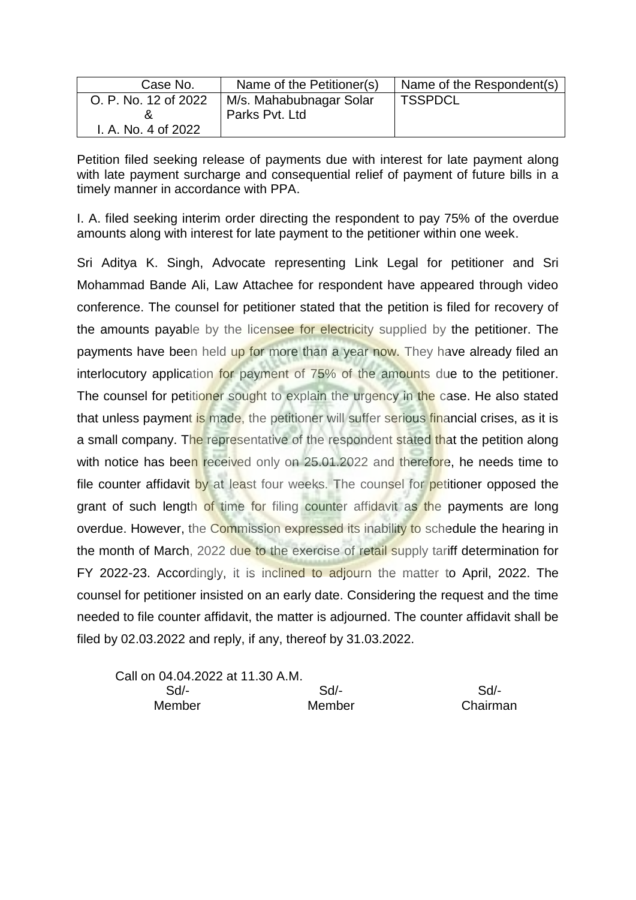| Case No. | Name of the Petitioner(s) | Name of the Respondent(s) |
| --- | --- | --- |
| O. P. No. 12 of 2022 & I. A. No. 4 of 2022 | M/s. Mahabubnagar Solar Parks Pvt. Ltd | TSSPDCL |

Petition filed seeking release of payments due with interest for late payment along with late payment surcharge and consequential relief of payment of future bills in a timely manner in accordance with PPA.

I. A. filed seeking interim order directing the respondent to pay 75% of the overdue amounts along with interest for late payment to the petitioner within one week.

Sri Aditya K. Singh, Advocate representing Link Legal for petitioner and Sri Mohammad Bande Ali, Law Attachee for respondent have appeared through video conference. The counsel for petitioner stated that the petition is filed for recovery of the amounts payable by the licensee for electricity supplied by the petitioner. The payments have been held up for more than a year now. They have already filed an interlocutory application for payment of 75% of the amounts due to the petitioner. The counsel for petitioner sought to explain the urgency in the case. He also stated that unless payment is made, the petitioner will suffer serious financial crises, as it is a small company. The representative of the respondent stated that the petition along with notice has been received only on 25.01.2022 and therefore, he needs time to file counter affidavit by at least four weeks. The counsel for petitioner opposed the grant of such length of time for filing counter affidavit as the payments are long overdue. However, the Commission expressed its inability to schedule the hearing in the month of March, 2022 due to the exercise of retail supply tariff determination for FY 2022-23. Accordingly, it is inclined to adjourn the matter to April, 2022. The counsel for petitioner insisted on an early date. Considering the request and the time needed to file counter affidavit, the matter is adjourned. The counter affidavit shall be filed by 02.03.2022 and reply, if any, thereof by 31.03.2022.

Call on 04.04.2022 at 11.30 A.M.

| Sd/- | Sd/- | Sd/- |
| --- | --- | --- |
| Member | Member | Chairman |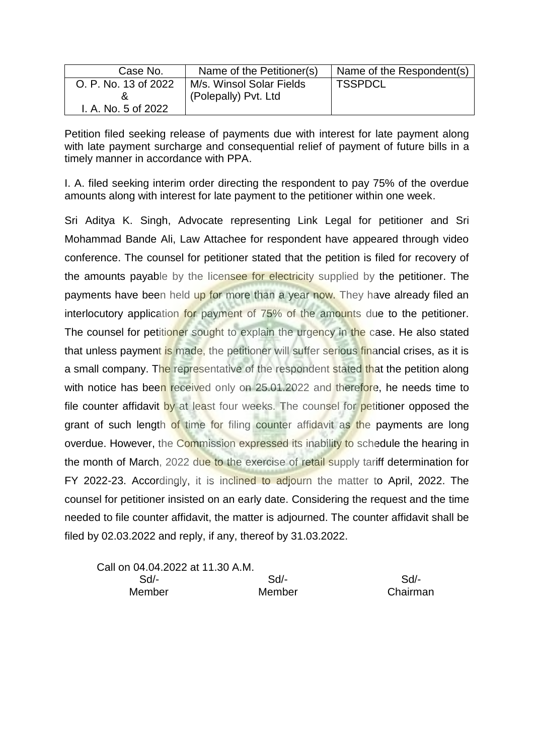| Case No. | Name of the Petitioner(s) | Name of the Respondent(s) |
|---|---|---|
| O. P. No. 13 of 2022 & I. A. No. 5 of 2022 | M/s. Winsol Solar Fields (Polepally) Pvt. Ltd | TSSPDCL |

Petition filed seeking release of payments due with interest for late payment along with late payment surcharge and consequential relief of payment of future bills in a timely manner in accordance with PPA.

I. A. filed seeking interim order directing the respondent to pay 75% of the overdue amounts along with interest for late payment to the petitioner within one week.

Sri Aditya K. Singh, Advocate representing Link Legal for petitioner and Sri Mohammad Bande Ali, Law Attachee for respondent have appeared through video conference. The counsel for petitioner stated that the petition is filed for recovery of the amounts payable by the licensee for electricity supplied by the petitioner. The payments have been held up for more than a year now. They have already filed an interlocutory application for payment of 75% of the amounts due to the petitioner. The counsel for petitioner sought to explain the urgency in the case. He also stated that unless payment is made, the petitioner will suffer serious financial crises, as it is a small company. The representative of the respondent stated that the petition along with notice has been received only on 25.01.2022 and therefore, he needs time to file counter affidavit by at least four weeks. The counsel for petitioner opposed the grant of such length of time for filing counter affidavit as the payments are long overdue. However, the Commission expressed its inability to schedule the hearing in the month of March, 2022 due to the exercise of retail supply tariff determination for FY 2022-23. Accordingly, it is inclined to adjourn the matter to April, 2022. The counsel for petitioner insisted on an early date. Considering the request and the time needed to file counter affidavit, the matter is adjourned. The counter affidavit shall be filed by 02.03.2022 and reply, if any, thereof by 31.03.2022.

Call on 04.04.2022 at 11.30 A.M.

| Sd/- | Sd/- | Sd/- |
|---|---|---|
| Member | Member | Chairman |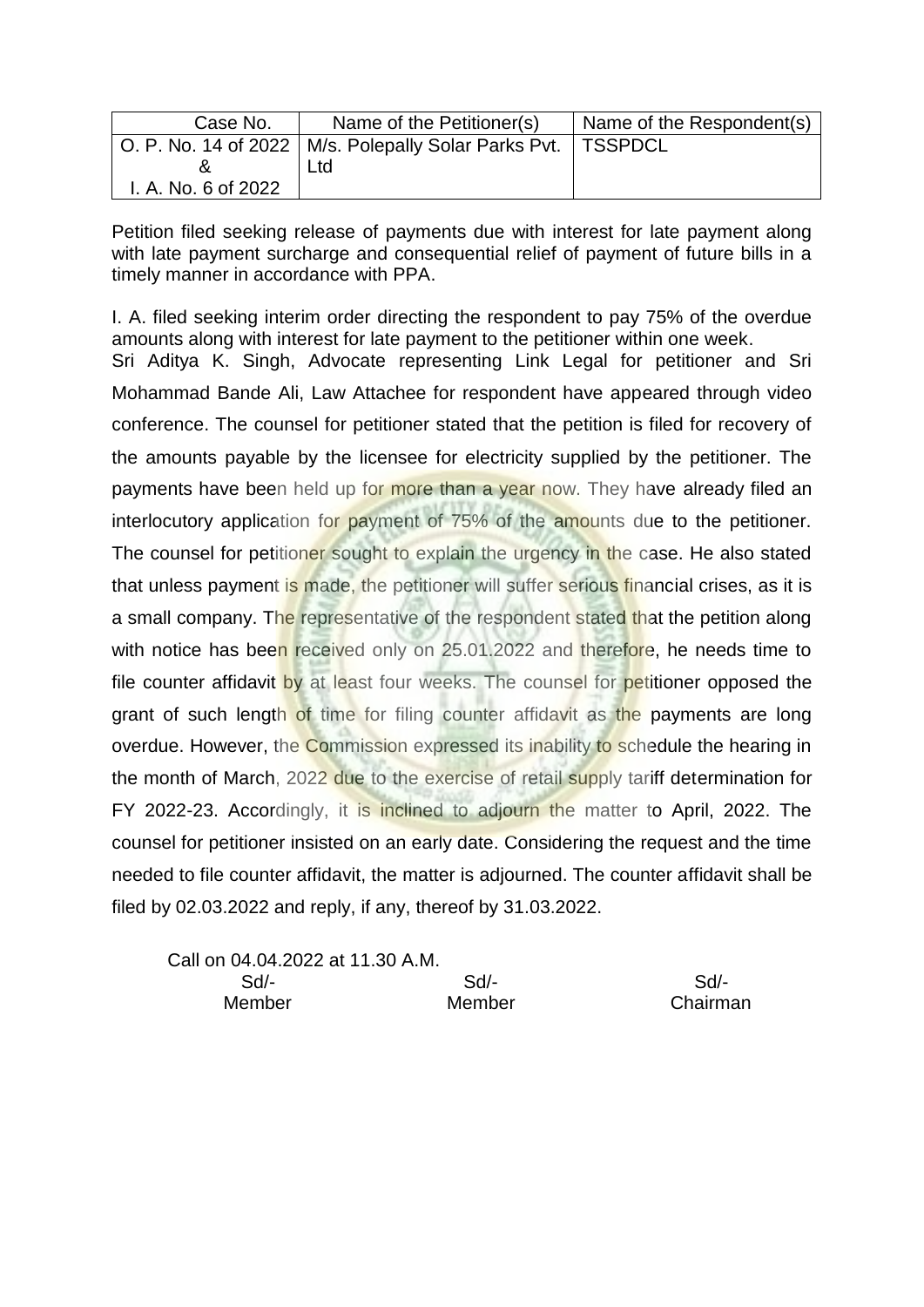| Case No. | Name of the Petitioner(s) | Name of the Respondent(s) |
|---|---|---|
| O. P. No. 14 of 2022 & I. A. No. 6 of 2022 | M/s. Polepally Solar Parks Pvt. Ltd | TSSPDCL |

Petition filed seeking release of payments due with interest for late payment along with late payment surcharge and consequential relief of payment of future bills in a timely manner in accordance with PPA.

I. A. filed seeking interim order directing the respondent to pay 75% of the overdue amounts along with interest for late payment to the petitioner within one week.

Sri Aditya K. Singh, Advocate representing Link Legal for petitioner and Sri Mohammad Bande Ali, Law Attachee for respondent have appeared through video conference. The counsel for petitioner stated that the petition is filed for recovery of the amounts payable by the licensee for electricity supplied by the petitioner. The payments have been held up for more than a year now. They have already filed an interlocutory application for payment of 75% of the amounts due to the petitioner. The counsel for petitioner sought to explain the urgency in the case. He also stated that unless payment is made, the petitioner will suffer serious financial crises, as it is a small company. The representative of the respondent stated that the petition along with notice has been received only on 25.01.2022 and therefore, he needs time to file counter affidavit by at least four weeks. The counsel for petitioner opposed the grant of such length of time for filing counter affidavit as the payments are long overdue. However, the Commission expressed its inability to schedule the hearing in the month of March, 2022 due to the exercise of retail supply tariff determination for FY 2022-23. Accordingly, it is inclined to adjourn the matter to April, 2022. The counsel for petitioner insisted on an early date. Considering the request and the time needed to file counter affidavit, the matter is adjourned. The counter affidavit shall be filed by 02.03.2022 and reply, if any, thereof by 31.03.2022.

Call on 04.04.2022 at 11.30 A.M.

| Sd/- | Sd/- | Sd/- |
|---|---|---|
| Member | Member | Chairman |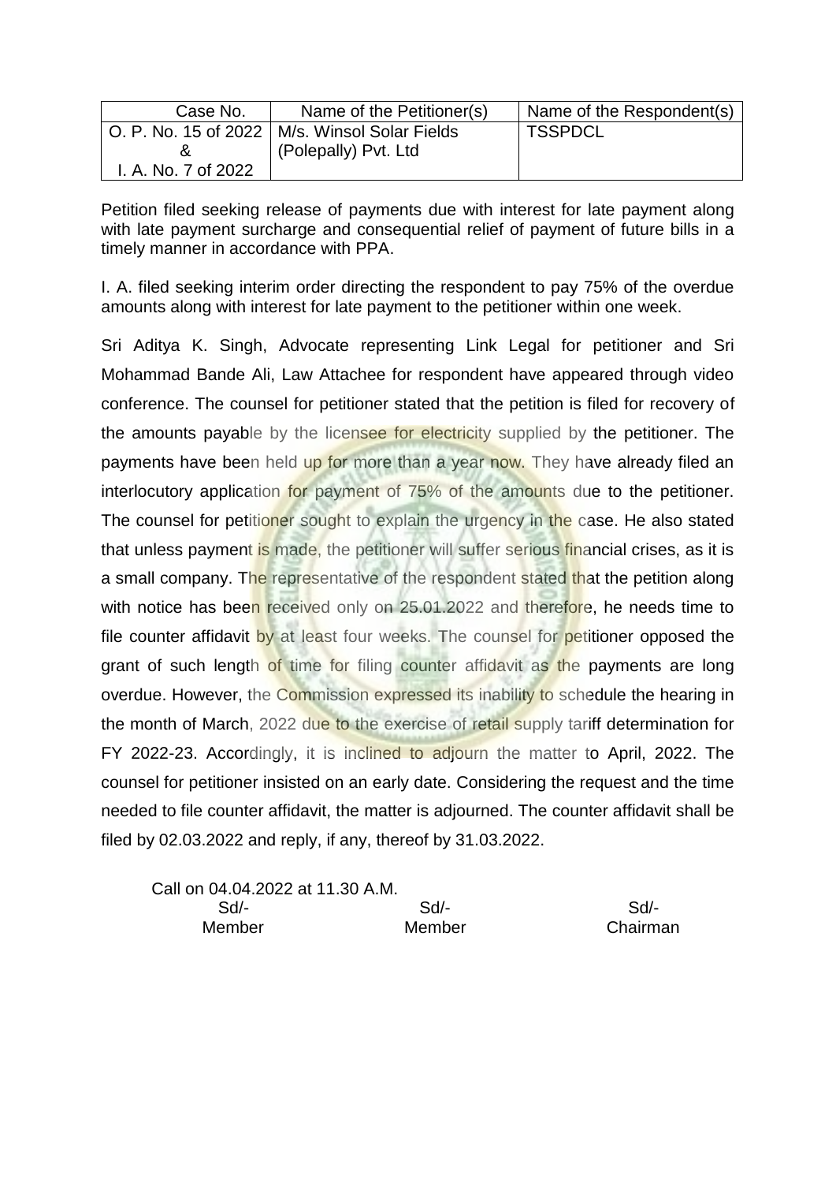| Case No. | Name of the Petitioner(s) | Name of the Respondent(s) |
|---|---|---|
| O. P. No. 15 of 2022 & I. A. No. 7 of 2022 | M/s. Winsol Solar Fields (Polepally) Pvt. Ltd | TSSPDCL |

Petition filed seeking release of payments due with interest for late payment along with late payment surcharge and consequential relief of payment of future bills in a timely manner in accordance with PPA.

I. A. filed seeking interim order directing the respondent to pay 75% of the overdue amounts along with interest for late payment to the petitioner within one week.

Sri Aditya K. Singh, Advocate representing Link Legal for petitioner and Sri Mohammad Bande Ali, Law Attachee for respondent have appeared through video conference. The counsel for petitioner stated that the petition is filed for recovery of the amounts payable by the licensee for electricity supplied by the petitioner. The payments have been held up for more than a year now. They have already filed an interlocutory application for payment of 75% of the amounts due to the petitioner. The counsel for petitioner sought to explain the urgency in the case. He also stated that unless payment is made, the petitioner will suffer serious financial crises, as it is a small company. The representative of the respondent stated that the petition along with notice has been received only on 25.01.2022 and therefore, he needs time to file counter affidavit by at least four weeks. The counsel for petitioner opposed the grant of such length of time for filing counter affidavit as the payments are long overdue. However, the Commission expressed its inability to schedule the hearing in the month of March, 2022 due to the exercise of retail supply tariff determination for FY 2022-23. Accordingly, it is inclined to adjourn the matter to April, 2022. The counsel for petitioner insisted on an early date. Considering the request and the time needed to file counter affidavit, the matter is adjourned. The counter affidavit shall be filed by 02.03.2022 and reply, if any, thereof by 31.03.2022.

Call on 04.04.2022 at 11.30 A.M.

| Sd/- | Sd/- | Sd/- |
|---|---|---|
| Member | Member | Chairman |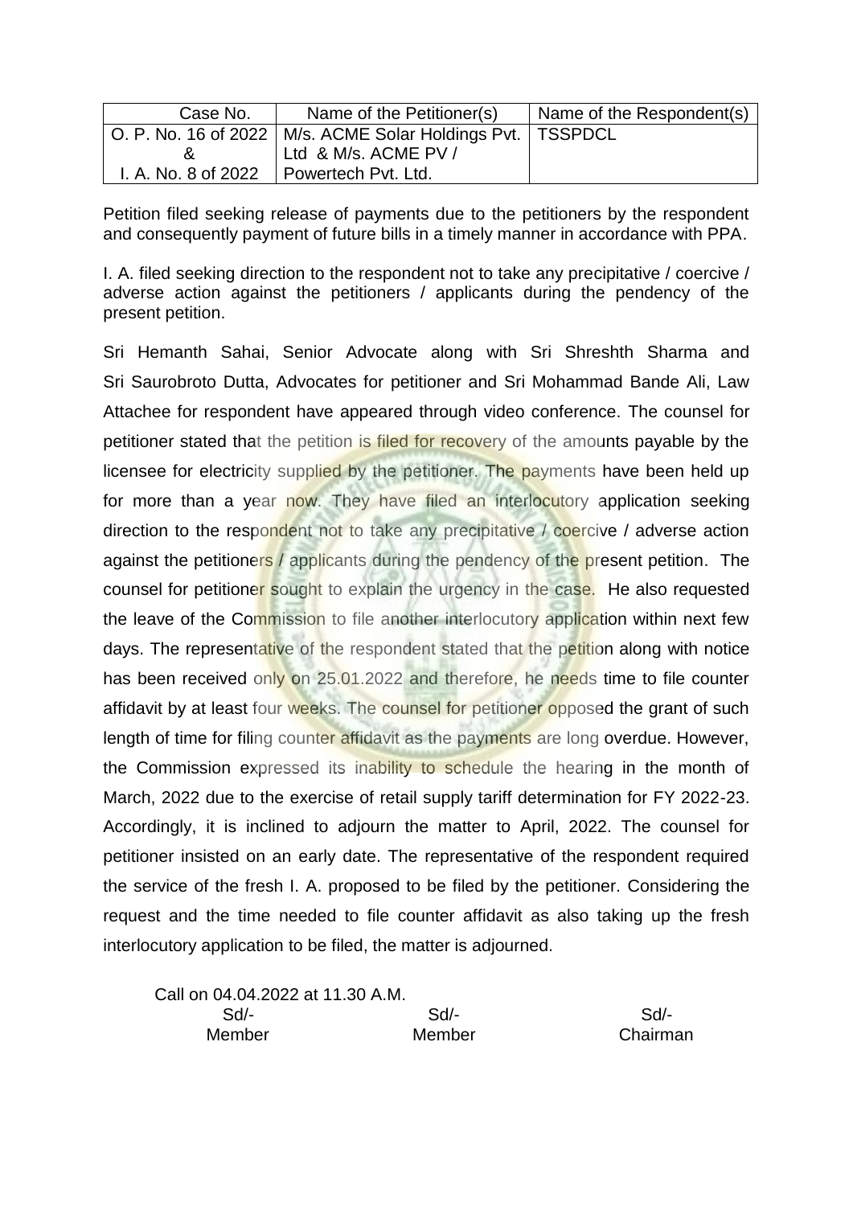| Case No. | Name of the Petitioner(s) | Name of the Respondent(s) |
|---|---|---|
| O. P. No. 16 of 2022 & I. A. No. 8 of 2022 | M/s. ACME Solar Holdings Pvt. Ltd & M/s. ACME PV / Powertech Pvt. Ltd. | TSSPDCL |

Petition filed seeking release of payments due to the petitioners by the respondent and consequently payment of future bills in a timely manner in accordance with PPA.

I. A. filed seeking direction to the respondent not to take any precipitative / coercive / adverse action against the petitioners / applicants during the pendency of the present petition.

Sri Hemanth Sahai, Senior Advocate along with Sri Shreshth Sharma and Sri Saurobroto Dutta, Advocates for petitioner and Sri Mohammad Bande Ali, Law Attachee for respondent have appeared through video conference. The counsel for petitioner stated that the petition is filed for recovery of the amounts payable by the licensee for electricity supplied by the petitioner. The payments have been held up for more than a year now. They have filed an interlocutory application seeking direction to the respondent not to take any precipitative / coercive / adverse action against the petitioners / applicants during the pendency of the present petition. The counsel for petitioner sought to explain the urgency in the case. He also requested the leave of the Commission to file another interlocutory application within next few days. The representative of the respondent stated that the petition along with notice has been received only on 25.01.2022 and therefore, he needs time to file counter affidavit by at least four weeks. The counsel for petitioner opposed the grant of such length of time for filing counter affidavit as the payments are long overdue. However, the Commission expressed its inability to schedule the hearing in the month of March, 2022 due to the exercise of retail supply tariff determination for FY 2022-23. Accordingly, it is inclined to adjourn the matter to April, 2022. The counsel for petitioner insisted on an early date. The representative of the respondent required the service of the fresh I. A. proposed to be filed by the petitioner. Considering the request and the time needed to file counter affidavit as also taking up the fresh interlocutory application to be filed, the matter is adjourned.

Call on 04.04.2022 at 11.30 A.M.

| Sd/- | Sd/- | Sd/- |
|---|---|---|
| Member | Member | Chairman |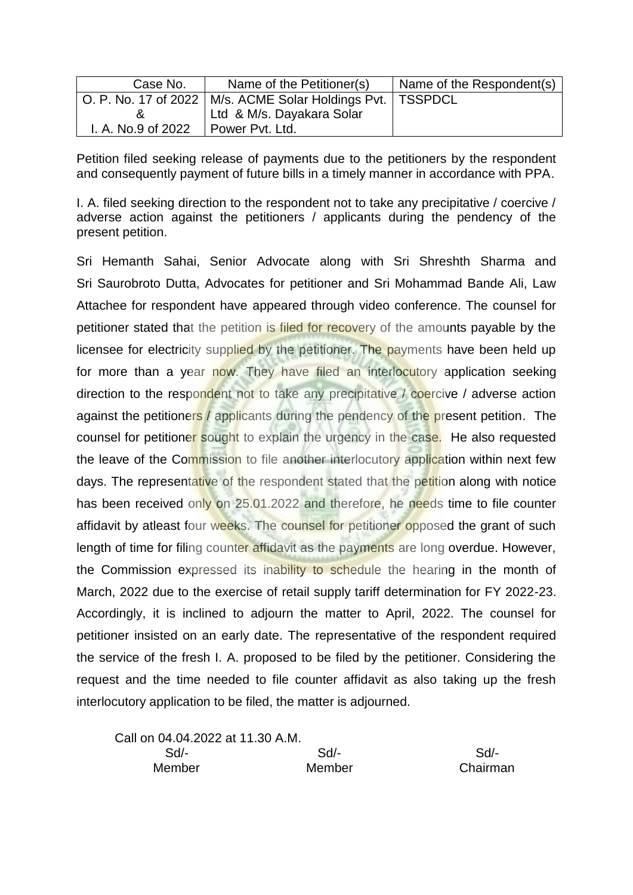| Case No. | Name of the Petitioner(s) | Name of the Respondent(s) |
|---|---|---|
| O. P. No. 17 of 2022 & I. A. No.9 of 2022 | M/s. ACME Solar Holdings Pvt. Ltd & M/s. Dayakara Solar Power Pvt. Ltd. | TSSPDCL |

Petition filed seeking release of payments due to the petitioners by the respondent and consequently payment of future bills in a timely manner in accordance with PPA.

I. A. filed seeking direction to the respondent not to take any precipitative / coercive / adverse action against the petitioners / applicants during the pendency of the present petition.

Sri Hemanth Sahai, Senior Advocate along with Sri Shreshth Sharma and Sri Saurobroto Dutta, Advocates for petitioner and Sri Mohammad Bande Ali, Law Attachee for respondent have appeared through video conference. The counsel for petitioner stated that the petition is filed for recovery of the amounts payable by the licensee for electricity supplied by the petitioner. The payments have been held up for more than a year now. They have filed an interlocutory application seeking direction to the respondent not to take any precipitative / coercive / adverse action against the petitioners / applicants during the pendency of the present petition. The counsel for petitioner sought to explain the urgency in the case. He also requested the leave of the Commission to file another interlocutory application within next few days. The representative of the respondent stated that the petition along with notice has been received only on 25.01.2022 and therefore, he needs time to file counter affidavit by atleast four weeks. The counsel for petitioner opposed the grant of such length of time for filing counter affidavit as the payments are long overdue. However, the Commission expressed its inability to schedule the hearing in the month of March, 2022 due to the exercise of retail supply tariff determination for FY 2022-23. Accordingly, it is inclined to adjourn the matter to April, 2022. The counsel for petitioner insisted on an early date. The representative of the respondent required the service of the fresh I. A. proposed to be filed by the petitioner. Considering the request and the time needed to file counter affidavit as also taking up the fresh interlocutory application to be filed, the matter is adjourned.

Call on 04.04.2022 at 11.30 A.M.

| Sd/- | Sd/- | Sd/- |
|---|---|---|
| Member | Member | Chairman |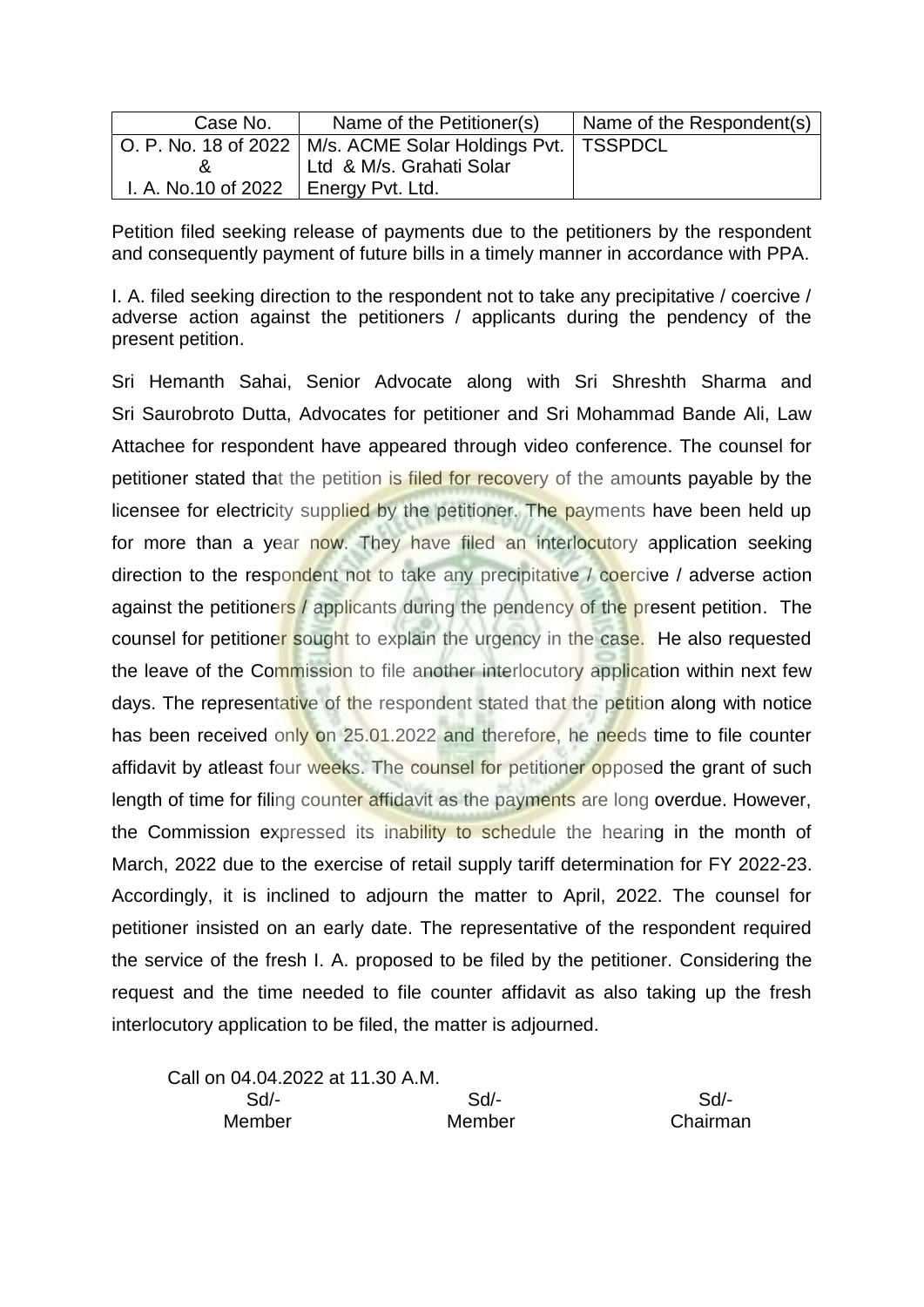| Case No. | Name of the Petitioner(s) | Name of the Respondent(s) |
| --- | --- | --- |
| O. P. No. 18 of 2022 & I. A. No.10 of 2022 | M/s. ACME Solar Holdings Pvt. Ltd & M/s. Grahati Solar Energy Pvt. Ltd. | TSSPDCL |

Petition filed seeking release of payments due to the petitioners by the respondent and consequently payment of future bills in a timely manner in accordance with PPA.

I. A. filed seeking direction to the respondent not to take any precipitative / coercive / adverse action against the petitioners / applicants during the pendency of the present petition.

Sri Hemanth Sahai, Senior Advocate along with Sri Shreshth Sharma and Sri Saurobroto Dutta, Advocates for petitioner and Sri Mohammad Bande Ali, Law Attachee for respondent have appeared through video conference. The counsel for petitioner stated that the petition is filed for recovery of the amounts payable by the licensee for electricity supplied by the petitioner. The payments have been held up for more than a year now. They have filed an interlocutory application seeking direction to the respondent not to take any precipitative / coercive / adverse action against the petitioners / applicants during the pendency of the present petition. The counsel for petitioner sought to explain the urgency in the case. He also requested the leave of the Commission to file another interlocutory application within next few days. The representative of the respondent stated that the petition along with notice has been received only on 25.01.2022 and therefore, he needs time to file counter affidavit by atleast four weeks. The counsel for petitioner opposed the grant of such length of time for filing counter affidavit as the payments are long overdue. However, the Commission expressed its inability to schedule the hearing in the month of March, 2022 due to the exercise of retail supply tariff determination for FY 2022-23. Accordingly, it is inclined to adjourn the matter to April, 2022. The counsel for petitioner insisted on an early date. The representative of the respondent required the service of the fresh I. A. proposed to be filed by the petitioner. Considering the request and the time needed to file counter affidavit as also taking up the fresh interlocutory application to be filed, the matter is adjourned.

Call on 04.04.2022 at 11.30 A.M.

| Sd/- | Sd/- | Sd/- |
| --- | --- | --- |
| Member | Member | Chairman |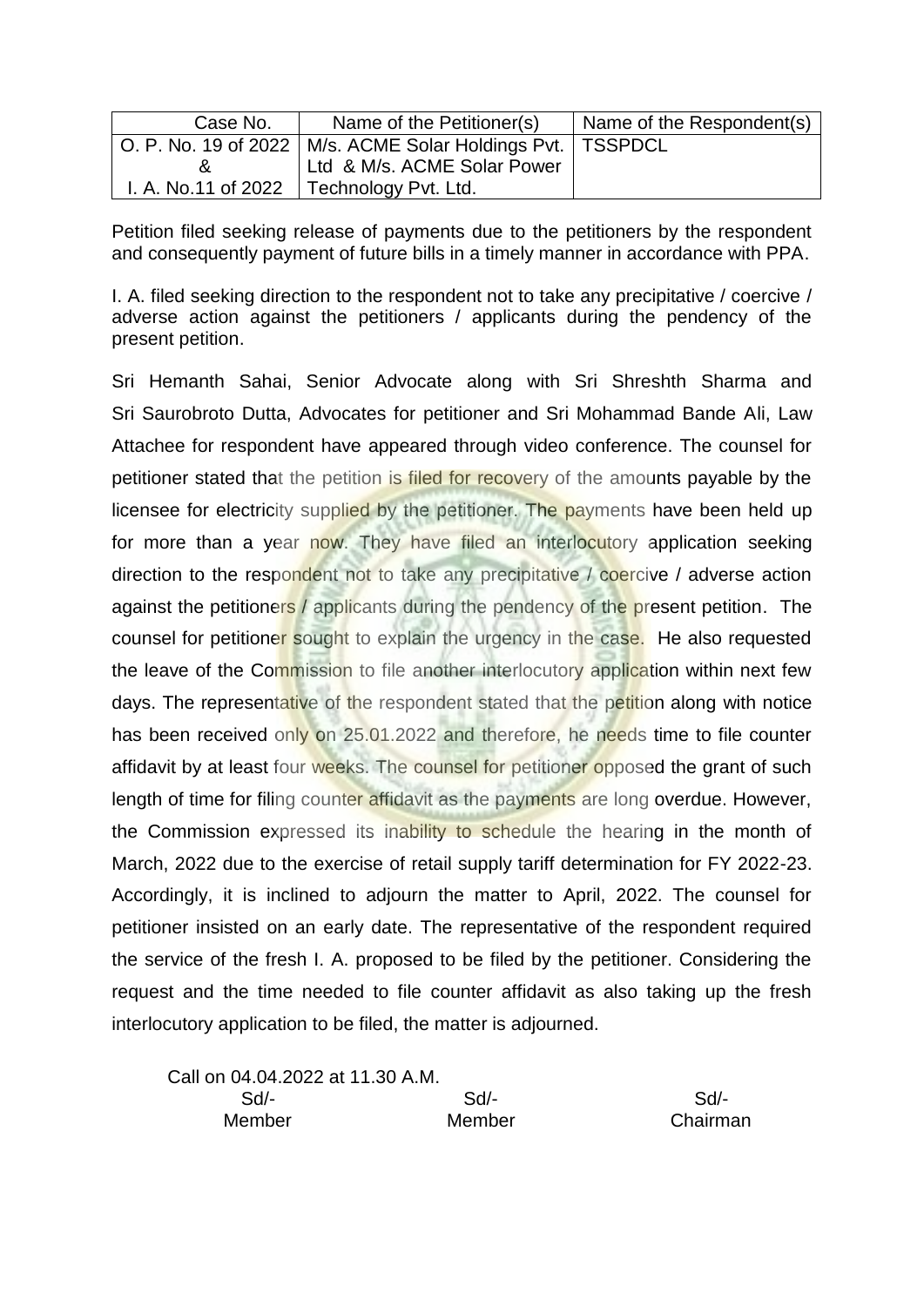| Case No. | Name of the Petitioner(s) | Name of the Respondent(s) |
| --- | --- | --- |
| O. P. No. 19 of 2022 & I. A. No.11 of 2022 | M/s. ACME Solar Holdings Pvt. Ltd & M/s. ACME Solar Power Technology Pvt. Ltd. | TSSPDCL |

Petition filed seeking release of payments due to the petitioners by the respondent and consequently payment of future bills in a timely manner in accordance with PPA.

I. A. filed seeking direction to the respondent not to take any precipitative / coercive / adverse action against the petitioners / applicants during the pendency of the present petition.

Sri Hemanth Sahai, Senior Advocate along with Sri Shreshth Sharma and Sri Saurobroto Dutta, Advocates for petitioner and Sri Mohammad Bande Ali, Law Attachee for respondent have appeared through video conference. The counsel for petitioner stated that the petition is filed for recovery of the amounts payable by the licensee for electricity supplied by the petitioner. The payments have been held up for more than a year now. They have filed an interlocutory application seeking direction to the respondent not to take any precipitative / coercive / adverse action against the petitioners / applicants during the pendency of the present petition. The counsel for petitioner sought to explain the urgency in the case. He also requested the leave of the Commission to file another interlocutory application within next few days. The representative of the respondent stated that the petition along with notice has been received only on 25.01.2022 and therefore, he needs time to file counter affidavit by at least four weeks. The counsel for petitioner opposed the grant of such length of time for filing counter affidavit as the payments are long overdue. However, the Commission expressed its inability to schedule the hearing in the month of March, 2022 due to the exercise of retail supply tariff determination for FY 2022-23. Accordingly, it is inclined to adjourn the matter to April, 2022. The counsel for petitioner insisted on an early date. The representative of the respondent required the service of the fresh I. A. proposed to be filed by the petitioner. Considering the request and the time needed to file counter affidavit as also taking up the fresh interlocutory application to be filed, the matter is adjourned.

Call on 04.04.2022 at 11.30 A.M.

| Sd/- | Sd/- | Sd/- |
| --- | --- | --- |
| Member | Member | Chairman |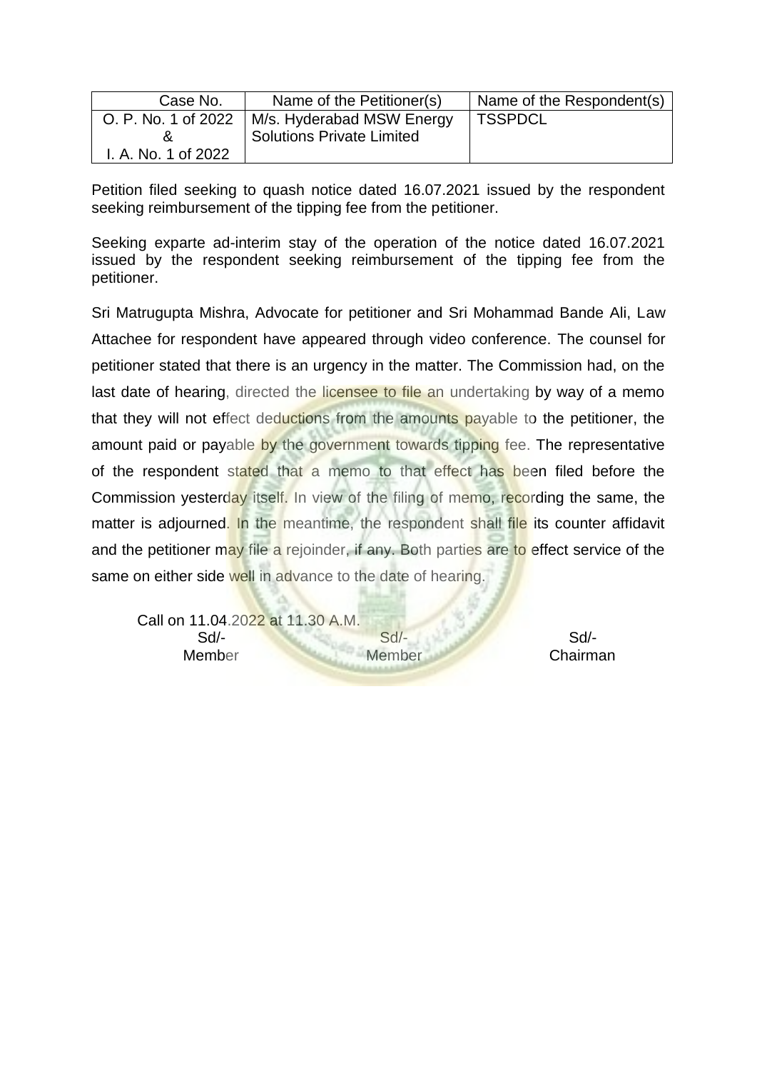| Case No. | Name of the Petitioner(s) | Name of the Respondent(s) |
|---|---|---|
| O. P. No. 1 of 2022 & I. A. No. 1 of 2022 | M/s. Hyderabad MSW Energy Solutions Private Limited | TSSPDCL |

Petition filed seeking to quash notice dated 16.07.2021 issued by the respondent seeking reimbursement of the tipping fee from the petitioner.

Seeking exparte ad-interim stay of the operation of the notice dated 16.07.2021 issued by the respondent seeking reimbursement of the tipping fee from the petitioner.

Sri Matrugupta Mishra, Advocate for petitioner and Sri Mohammad Bande Ali, Law Attachee for respondent have appeared through video conference. The counsel for petitioner stated that there is an urgency in the matter. The Commission had, on the last date of hearing, directed the licensee to file an undertaking by way of a memo that they will not effect deductions from the amounts payable to the petitioner, the amount paid or payable by the government towards tipping fee. The representative of the respondent stated that a memo to that effect has been filed before the Commission yesterday itself. In view of the filing of memo, recording the same, the matter is adjourned. In the meantime, the respondent shall file its counter affidavit and the petitioner may file a rejoinder, if any. Both parties are to effect service of the same on either side well in advance to the date of hearing.

Call on 11.04.2022 at 11.30 A.M.

| Sd/- | Sd/- | Sd/- |
|---|---|---|
| Member | Member | Chairman |